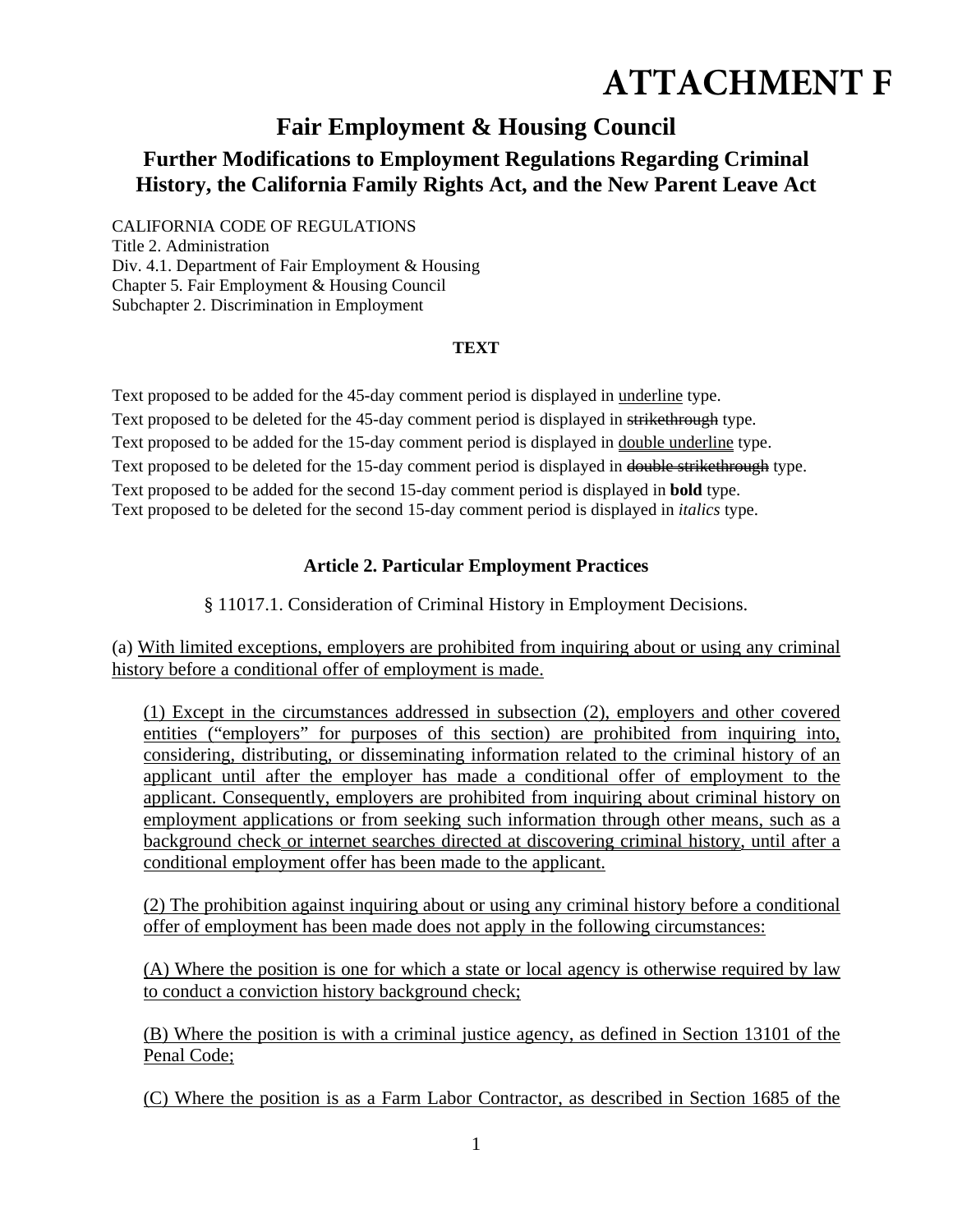# ATTACHMENT F

## Fair Employment & Housing Council

### Further Modifications to Employment Regulations Regarding Criminal History, the California Family Rights Act, and the New Parent Leave Act

CALIFORNIA CODE OF REGULATIONS
Title 2. Administration
Div. 4.1. Department of Fair Employment & Housing
Chapter 5. Fair Employment & Housing Council
Subchapter 2. Discrimination in Employment

**TEXT**

Text proposed to be added for the 45-day comment period is displayed in <u>underline</u> type.
Text proposed to be deleted for the 45-day comment period is displayed in ~~strikethrough~~ type.
Text proposed to be added for the 15-day comment period is displayed in <u>double underline</u> type.
Text proposed to be deleted for the 15-day comment period is displayed in ~~double strikethrough~~ type.
Text proposed to be added for the second 15-day comment period is displayed in **bold** type.
Text proposed to be deleted for the second 15-day comment period is displayed in *italics* type.

**Article 2. Particular Employment Practices**

§ 11017.1. Consideration of Criminal History in Employment Decisions.

(a) <u>With limited exceptions, employers are prohibited from inquiring about or using any criminal history before a conditional offer of employment is made.</u>

<u>(1) Except in the circumstances addressed in subsection (2), employers and other covered entities ("employers" for purposes of this section) are prohibited from inquiring into, considering, distributing, or disseminating information related to the criminal history of an applicant until after the employer has made a conditional offer of employment to the applicant. Consequently, employers are prohibited from inquiring about criminal history on employment applications or from seeking such information through other means, such as a background check or internet searches directed at discovering criminal history, until after a conditional employment offer has been made to the applicant.</u>

<u>(2) The prohibition against inquiring about or using any criminal history before a conditional offer of employment has been made does not apply in the following circumstances:</u>

<u>(A) Where the position is one for which a state or local agency is otherwise required by law to conduct a conviction history background check;</u>

<u>(B) Where the position is with a criminal justice agency, as defined in Section 13101 of the Penal Code;</u>

<u>(C) Where the position is as a Farm Labor Contractor, as described in Section 1685 of the</u>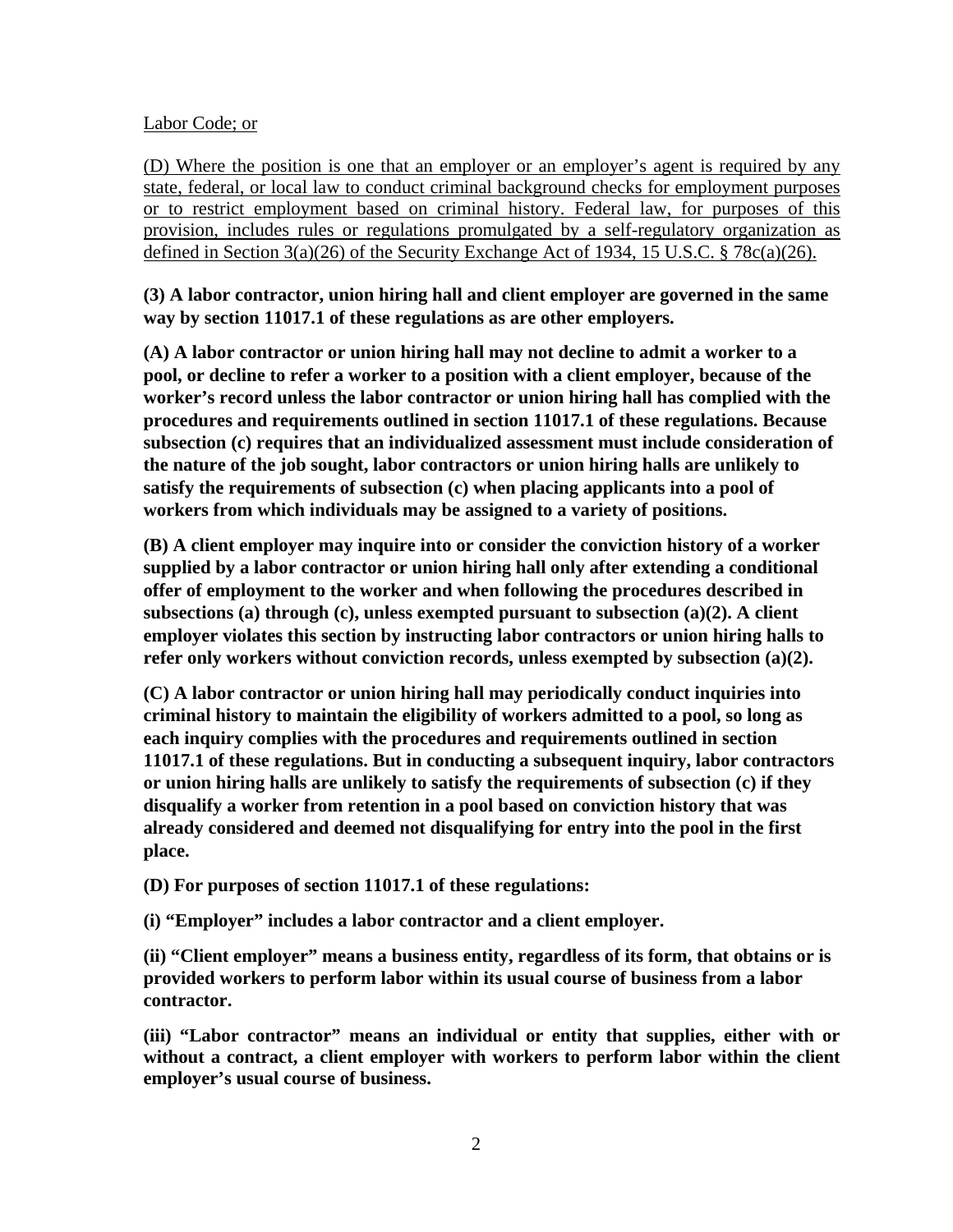Labor Code; or

(D) Where the position is one that an employer or an employer's agent is required by any state, federal, or local law to conduct criminal background checks for employment purposes or to restrict employment based on criminal history. Federal law, for purposes of this provision, includes rules or regulations promulgated by a self-regulatory organization as defined in Section 3(a)(26) of the Security Exchange Act of 1934, 15 U.S.C. § 78c(a)(26).

**(3) A labor contractor, union hiring hall and client employer are governed in the same way by section 11017.1 of these regulations as are other employers.**

**(A) A labor contractor or union hiring hall may not decline to admit a worker to a pool, or decline to refer a worker to a position with a client employer, because of the worker's record unless the labor contractor or union hiring hall has complied with the procedures and requirements outlined in section 11017.1 of these regulations. Because subsection (c) requires that an individualized assessment must include consideration of the nature of the job sought, labor contractors or union hiring halls are unlikely to satisfy the requirements of subsection (c) when placing applicants into a pool of workers from which individuals may be assigned to a variety of positions.**

**(B) A client employer may inquire into or consider the conviction history of a worker supplied by a labor contractor or union hiring hall only after extending a conditional offer of employment to the worker and when following the procedures described in subsections (a) through (c), unless exempted pursuant to subsection (a)(2). A client employer violates this section by instructing labor contractors or union hiring halls to refer only workers without conviction records, unless exempted by subsection (a)(2).**

**(C) A labor contractor or union hiring hall may periodically conduct inquiries into criminal history to maintain the eligibility of workers admitted to a pool, so long as each inquiry complies with the procedures and requirements outlined in section 11017.1 of these regulations. But in conducting a subsequent inquiry, labor contractors or union hiring halls are unlikely to satisfy the requirements of subsection (c) if they disqualify a worker from retention in a pool based on conviction history that was already considered and deemed not disqualifying for entry into the pool in the first place.**

**(D) For purposes of section 11017.1 of these regulations:**

**(i) "Employer" includes a labor contractor and a client employer.**

**(ii) "Client employer" means a business entity, regardless of its form, that obtains or is provided workers to perform labor within its usual course of business from a labor contractor.**

**(iii) "Labor contractor" means an individual or entity that supplies, either with or without a contract, a client employer with workers to perform labor within the client employer's usual course of business.**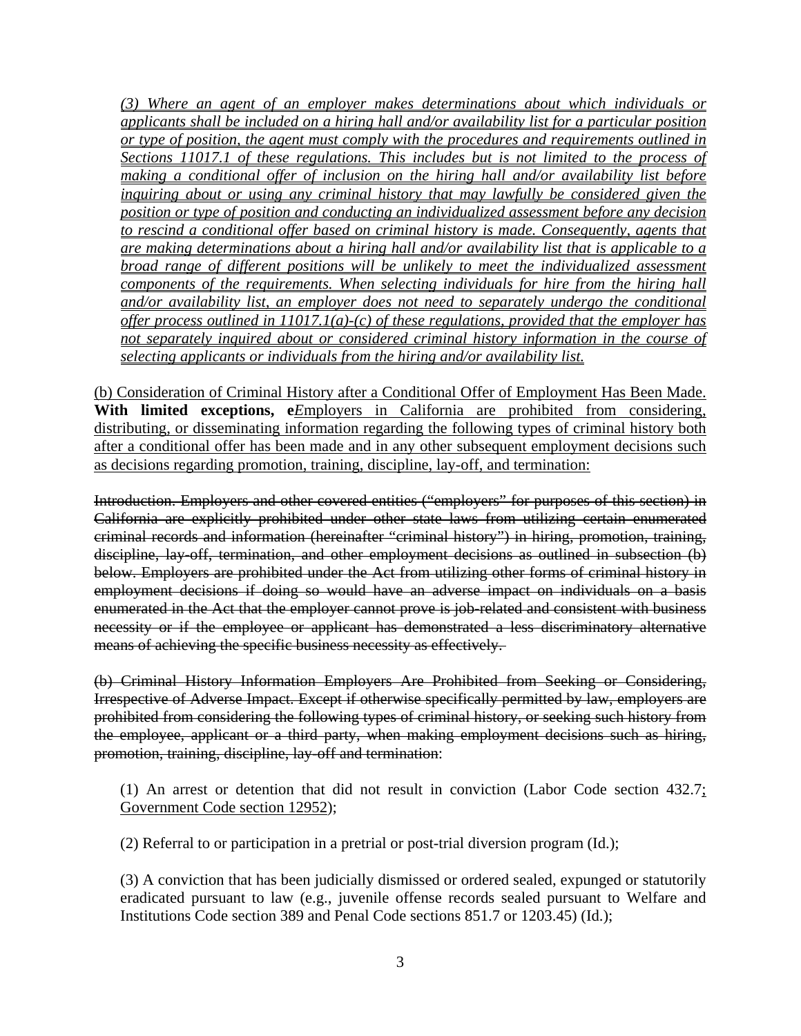*(3) Where an agent of an employer makes determinations about which individuals or applicants shall be included on a hiring hall and/or availability list for a particular position or type of position, the agent must comply with the procedures and requirements outlined in Sections 11017.1 of these regulations. This includes but is not limited to the process of making a conditional offer of inclusion on the hiring hall and/or availability list before inquiring about or using any criminal history that may lawfully be considered given the position or type of position and conducting an individualized assessment before any decision to rescind a conditional offer based on criminal history is made. Consequently, agents that are making determinations about a hiring hall and/or availability list that is applicable to a broad range of different positions will be unlikely to meet the individualized assessment components of the requirements. When selecting individuals for hire from the hiring hall and/or availability list, an employer does not need to separately undergo the conditional offer process outlined in 11017.1(a)-(c) of these regulations, provided that the employer has not separately inquired about or considered criminal history information in the course of selecting applicants or individuals from the hiring and/or availability list.*

(b) Consideration of Criminal History after a Conditional Offer of Employment Has Been Made. **With limited exceptions, e***E*mployers in California are prohibited from considering, distributing, or disseminating information regarding the following types of criminal history both after a conditional offer has been made and in any other subsequent employment decisions such as decisions regarding promotion, training, discipline, lay-off, and termination:

~~Introduction. Employers and other covered entities ("employers" for purposes of this section) in California are explicitly prohibited under other state laws from utilizing certain enumerated criminal records and information (hereinafter "criminal history") in hiring, promotion, training, discipline, lay-off, termination, and other employment decisions as outlined in subsection (b) below. Employers are prohibited under the Act from utilizing other forms of criminal history in employment decisions if doing so would have an adverse impact on individuals on a basis enumerated in the Act that the employer cannot prove is job-related and consistent with business necessity or if the employee or applicant has demonstrated a less discriminatory alternative means of achieving the specific business necessity as effectively.~~

~~(b) Criminal History Information Employers Are Prohibited from Seeking or Considering, Irrespective of Adverse Impact. Except if otherwise specifically permitted by law, employers are prohibited from considering the following types of criminal history, or seeking such history from the employee, applicant or a third party, when making employment decisions such as hiring, promotion, training, discipline, lay-off and termination~~:

(1) An arrest or detention that did not result in conviction (Labor Code section 432.7; Government Code section 12952);

(2) Referral to or participation in a pretrial or post-trial diversion program (Id.);

(3) A conviction that has been judicially dismissed or ordered sealed, expunged or statutorily eradicated pursuant to law (e.g., juvenile offense records sealed pursuant to Welfare and Institutions Code section 389 and Penal Code sections 851.7 or 1203.45) (Id.);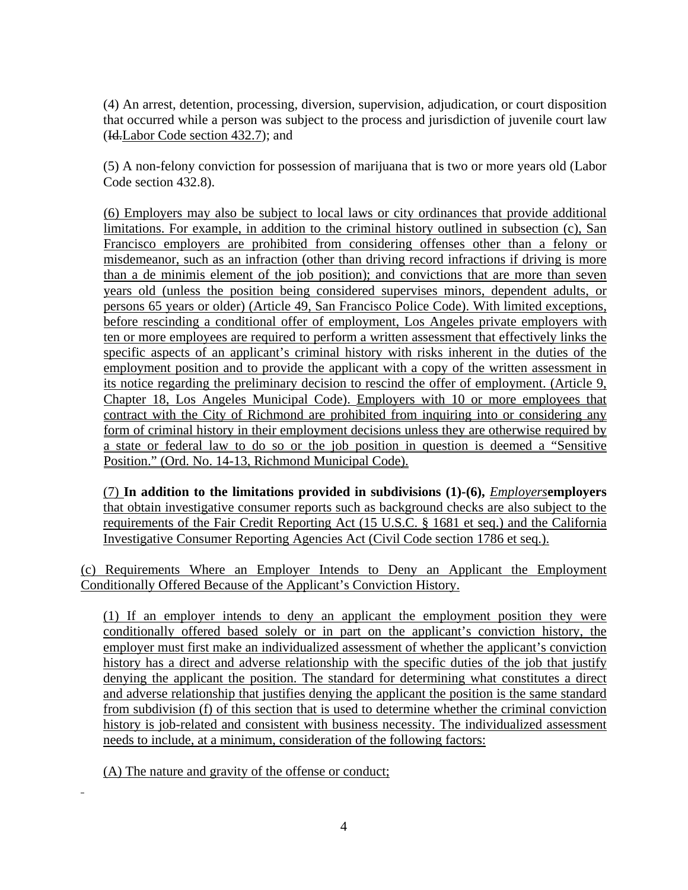(4) An arrest, detention, processing, diversion, supervision, adjudication, or court disposition that occurred while a person was subject to the process and jurisdiction of juvenile court law (Id. Labor Code section 432.7); and

(5) A non-felony conviction for possession of marijuana that is two or more years old (Labor Code section 432.8).

(6) Employers may also be subject to local laws or city ordinances that provide additional limitations. For example, in addition to the criminal history outlined in subsection (c), San Francisco employers are prohibited from considering offenses other than a felony or misdemeanor, such as an infraction (other than driving record infractions if driving is more than a de minimis element of the job position); and convictions that are more than seven years old (unless the position being considered supervises minors, dependent adults, or persons 65 years or older) (Article 49, San Francisco Police Code). With limited exceptions, before rescinding a conditional offer of employment, Los Angeles private employers with ten or more employees are required to perform a written assessment that effectively links the specific aspects of an applicant's criminal history with risks inherent in the duties of the employment position and to provide the applicant with a copy of the written assessment in its notice regarding the preliminary decision to rescind the offer of employment. (Article 9, Chapter 18, Los Angeles Municipal Code). Employers with 10 or more employees that contract with the City of Richmond are prohibited from inquiring into or considering any form of criminal history in their employment decisions unless they are otherwise required by a state or federal law to do so or the job position in question is deemed a "Sensitive Position." (Ord. No. 14-13, Richmond Municipal Code).

(7) **In addition to the limitations provided in subdivisions (1)-(6),** *Employers* **employers** that obtain investigative consumer reports such as background checks are also subject to the requirements of the Fair Credit Reporting Act (15 U.S.C. § 1681 et seq.) and the California Investigative Consumer Reporting Agencies Act (Civil Code section 1786 et seq.).

(c) Requirements Where an Employer Intends to Deny an Applicant the Employment Conditionally Offered Because of the Applicant's Conviction History.

(1) If an employer intends to deny an applicant the employment position they were conditionally offered based solely or in part on the applicant's conviction history, the employer must first make an individualized assessment of whether the applicant's conviction history has a direct and adverse relationship with the specific duties of the job that justify denying the applicant the position. The standard for determining what constitutes a direct and adverse relationship that justifies denying the applicant the position is the same standard from subdivision (f) of this section that is used to determine whether the criminal conviction history is job-related and consistent with business necessity. The individualized assessment needs to include, at a minimum, consideration of the following factors:

(A) The nature and gravity of the offense or conduct;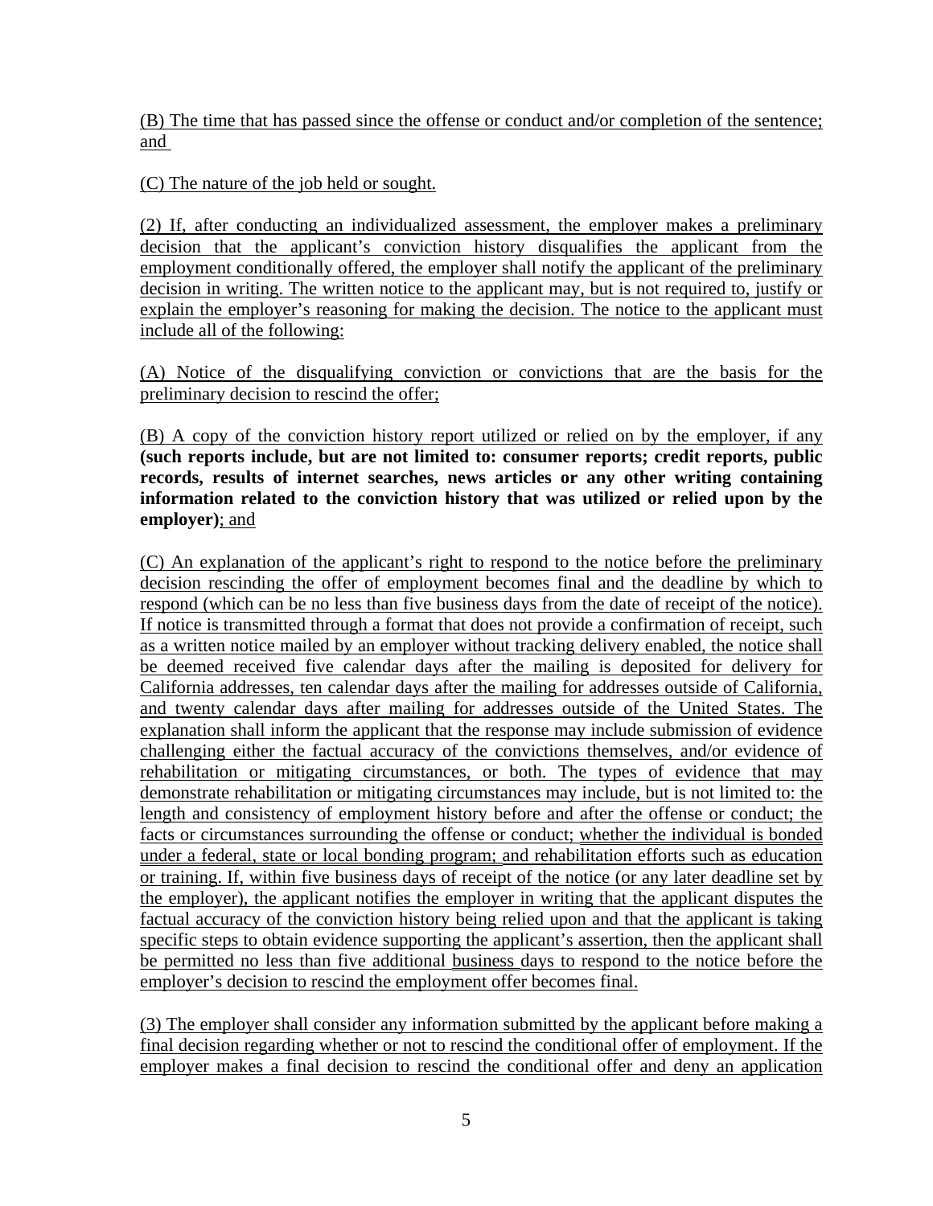(B) The time that has passed since the offense or conduct and/or completion of the sentence; and

(C) The nature of the job held or sought.

(2) If, after conducting an individualized assessment, the employer makes a preliminary decision that the applicant's conviction history disqualifies the applicant from the employment conditionally offered, the employer shall notify the applicant of the preliminary decision in writing. The written notice to the applicant may, but is not required to, justify or explain the employer's reasoning for making the decision. The notice to the applicant must include all of the following:

(A) Notice of the disqualifying conviction or convictions that are the basis for the preliminary decision to rescind the offer;

(B) A copy of the conviction history report utilized or relied on by the employer, if any **(such reports include, but are not limited to: consumer reports; credit reports, public records, results of internet searches, news articles or any other writing containing information related to the conviction history that was utilized or relied upon by the employer)**; and

(C) An explanation of the applicant's right to respond to the notice before the preliminary decision rescinding the offer of employment becomes final and the deadline by which to respond (which can be no less than five business days from the date of receipt of the notice). If notice is transmitted through a format that does not provide a confirmation of receipt, such as a written notice mailed by an employer without tracking delivery enabled, the notice shall be deemed received five calendar days after the mailing is deposited for delivery for California addresses, ten calendar days after the mailing for addresses outside of California, and twenty calendar days after mailing for addresses outside of the United States. The explanation shall inform the applicant that the response may include submission of evidence challenging either the factual accuracy of the convictions themselves, and/or evidence of rehabilitation or mitigating circumstances, or both. The types of evidence that may demonstrate rehabilitation or mitigating circumstances may include, but is not limited to: the length and consistency of employment history before and after the offense or conduct; the facts or circumstances surrounding the offense or conduct; whether the individual is bonded under a federal, state or local bonding program; and rehabilitation efforts such as education or training. If, within five business days of receipt of the notice (or any later deadline set by the employer), the applicant notifies the employer in writing that the applicant disputes the factual accuracy of the conviction history being relied upon and that the applicant is taking specific steps to obtain evidence supporting the applicant's assertion, then the applicant shall be permitted no less than five additional business days to respond to the notice before the employer's decision to rescind the employment offer becomes final.

(3) The employer shall consider any information submitted by the applicant before making a final decision regarding whether or not to rescind the conditional offer of employment. If the employer makes a final decision to rescind the conditional offer and deny an application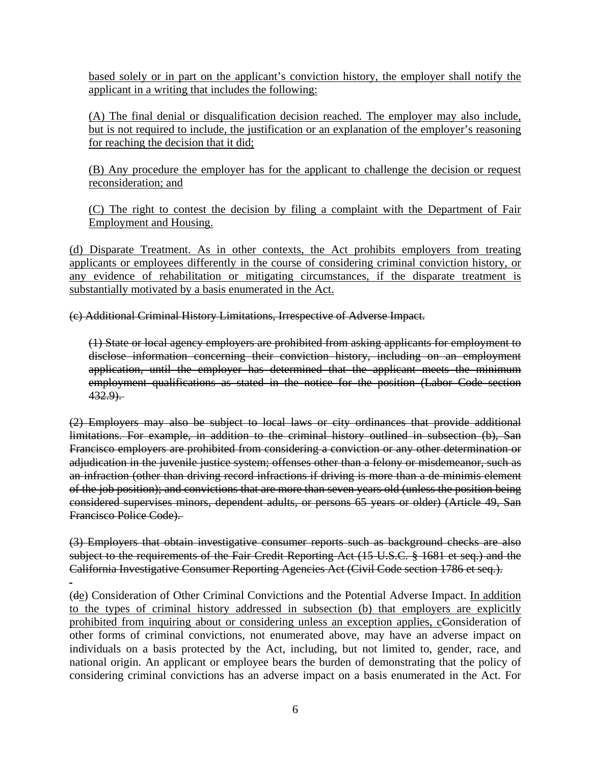based solely or in part on the applicant's conviction history, the employer shall notify the applicant in a writing that includes the following:

(A) The final denial or disqualification decision reached. The employer may also include, but is not required to include, the justification or an explanation of the employer's reasoning for reaching the decision that it did;

(B) Any procedure the employer has for the applicant to challenge the decision or request reconsideration; and

(C) The right to contest the decision by filing a complaint with the Department of Fair Employment and Housing.

(d) Disparate Treatment. As in other contexts, the Act prohibits employers from treating applicants or employees differently in the course of considering criminal conviction history, or any evidence of rehabilitation or mitigating circumstances, if the disparate treatment is substantially motivated by a basis enumerated in the Act.

~~(c) Additional Criminal History Limitations, Irrespective of Adverse Impact.~~

~~(1) State or local agency employers are prohibited from asking applicants for employment to disclose information concerning their conviction history, including on an employment application, until the employer has determined that the applicant meets the minimum employment qualifications as stated in the notice for the position (Labor Code section 432.9).~~

~~(2) Employers may also be subject to local laws or city ordinances that provide additional limitations. For example, in addition to the criminal history outlined in subsection (b), San Francisco employers are prohibited from considering a conviction or any other determination or adjudication in the juvenile justice system; offenses other than a felony or misdemeanor, such as an infraction (other than driving record infractions if driving is more than a de minimis element of the job position); and convictions that are more than seven years old (unless the position being considered supervises minors, dependent adults, or persons 65 years or older) (Article 49, San Francisco Police Code).~~

~~(3) Employers that obtain investigative consumer reports such as background checks are also subject to the requirements of the Fair Credit Reporting Act (15 U.S.C. § 1681 et seq.) and the California Investigative Consumer Reporting Agencies Act (Civil Code section 1786 et seq.).~~

(~~d~~e) Consideration of Other Criminal Convictions and the Potential Adverse Impact. In addition to the types of criminal history addressed in subsection (b) that employers are explicitly prohibited from inquiring about or considering unless an exception applies, c~~C~~onsideration of other forms of criminal convictions, not enumerated above, may have an adverse impact on individuals on a basis protected by the Act, including, but not limited to, gender, race, and national origin. An applicant or employee bears the burden of demonstrating that the policy of considering criminal convictions has an adverse impact on a basis enumerated in the Act. For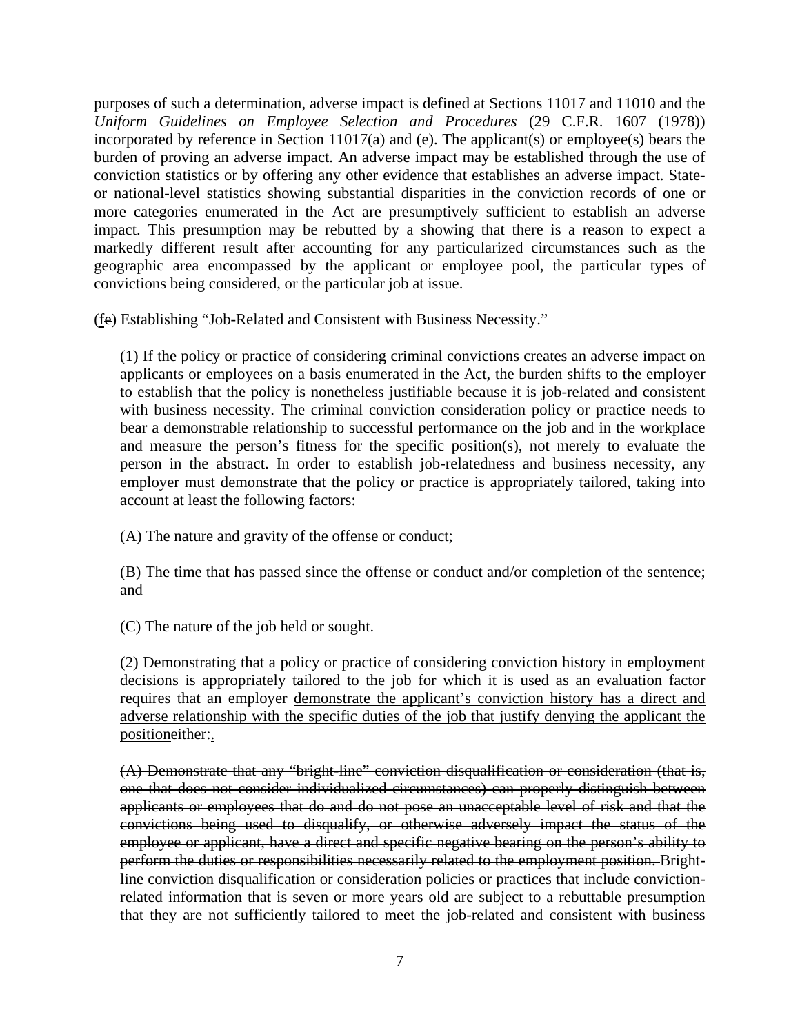purposes of such a determination, adverse impact is defined at Sections 11017 and 11010 and the *Uniform Guidelines on Employee Selection and Procedures* (29 C.F.R. 1607 (1978)) incorporated by reference in Section 11017(a) and (e). The applicant(s) or employee(s) bears the burden of proving an adverse impact. An adverse impact may be established through the use of conviction statistics or by offering any other evidence that establishes an adverse impact. State- or national-level statistics showing substantial disparities in the conviction records of one or more categories enumerated in the Act are presumptively sufficient to establish an adverse impact. This presumption may be rebutted by a showing that there is a reason to expect a markedly different result after accounting for any particularized circumstances such as the geographic area encompassed by the applicant or employee pool, the particular types of convictions being considered, or the particular job at issue.

(<u>f</u>~~e~~) Establishing "Job-Related and Consistent with Business Necessity."

(1) If the policy or practice of considering criminal convictions creates an adverse impact on applicants or employees on a basis enumerated in the Act, the burden shifts to the employer to establish that the policy is nonetheless justifiable because it is job-related and consistent with business necessity. The criminal conviction consideration policy or practice needs to bear a demonstrable relationship to successful performance on the job and in the workplace and measure the person's fitness for the specific position(s), not merely to evaluate the person in the abstract. In order to establish job-relatedness and business necessity, any employer must demonstrate that the policy or practice is appropriately tailored, taking into account at least the following factors:

(A) The nature and gravity of the offense or conduct;

(B) The time that has passed since the offense or conduct and/or completion of the sentence; and

(C) The nature of the job held or sought.

(2) Demonstrating that a policy or practice of considering conviction history in employment decisions is appropriately tailored to the job for which it is used as an evaluation factor requires that an employer <u>demonstrate the applicant's conviction history has a direct and adverse relationship with the specific duties of the job that justify denying the applicant the position</u>~~either:~~<u>.</u>

~~(A) Demonstrate that any "bright-line" conviction disqualification or consideration (that is, one that does not consider individualized circumstances) can properly distinguish between applicants or employees that do and do not pose an unacceptable level of risk and that the convictions being used to disqualify, or otherwise adversely impact the status of the employee or applicant, have a direct and specific negative bearing on the person's ability to perform the duties or responsibilities necessarily related to the employment position.~~ Bright-line conviction disqualification or consideration policies or practices that include conviction-related information that is seven or more years old are subject to a rebuttable presumption that they are not sufficiently tailored to meet the job-related and consistent with business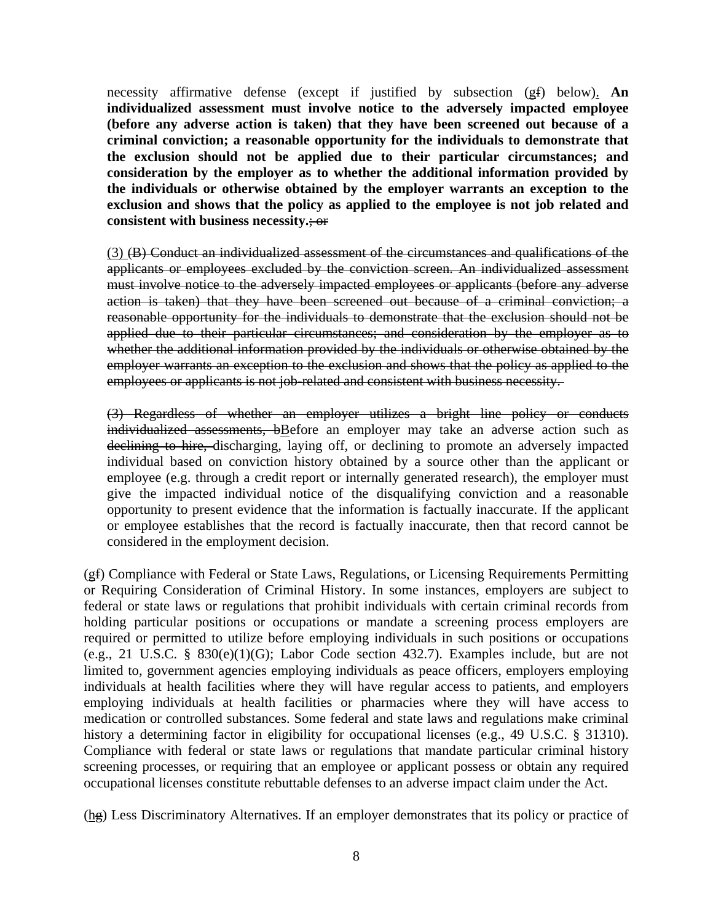necessity affirmative defense (except if justified by subsection (g~~f~~) below). **An individualized assessment must involve notice to the adversely impacted employee (before any adverse action is taken) that they have been screened out because of a criminal conviction; a reasonable opportunity for the individuals to demonstrate that the exclusion should not be applied due to their particular circumstances; and consideration by the employer as to whether the additional information provided by the individuals or otherwise obtained by the employer warrants an exception to the exclusion and shows that the policy as applied to the employee is not job related and consistent with business necessity.**~~; or~~

(3) ~~(B) Conduct an individualized assessment of the circumstances and qualifications of the applicants or employees excluded by the conviction screen. An individualized assessment must involve notice to the adversely impacted employees or applicants (before any adverse action is taken) that they have been screened out because of a criminal conviction; a reasonable opportunity for the individuals to demonstrate that the exclusion should not be applied due to their particular circumstances; and consideration by the employer as to whether the additional information provided by the individuals or otherwise obtained by the employer warrants an exception to the exclusion and shows that the policy as applied to the employees or applicants is not job-related and consistent with business necessity.~~

~~(3) Regardless of whether an employer utilizes a bright line policy or conducts individualized assessments, b~~Before an employer may take an adverse action such as ~~declining to hire,~~ discharging, laying off, or declining to promote an adversely impacted individual based on conviction history obtained by a source other than the applicant or employee (e.g. through a credit report or internally generated research), the employer must give the impacted individual notice of the disqualifying conviction and a reasonable opportunity to present evidence that the information is factually inaccurate. If the applicant or employee establishes that the record is factually inaccurate, then that record cannot be considered in the employment decision.

(g~~f~~) Compliance with Federal or State Laws, Regulations, or Licensing Requirements Permitting or Requiring Consideration of Criminal History. In some instances, employers are subject to federal or state laws or regulations that prohibit individuals with certain criminal records from holding particular positions or occupations or mandate a screening process employers are required or permitted to utilize before employing individuals in such positions or occupations (e.g., 21 U.S.C. § 830(e)(1)(G); Labor Code section 432.7). Examples include, but are not limited to, government agencies employing individuals as peace officers, employers employing individuals at health facilities where they will have regular access to patients, and employers employing individuals at health facilities or pharmacies where they will have access to medication or controlled substances. Some federal and state laws and regulations make criminal history a determining factor in eligibility for occupational licenses (e.g., 49 U.S.C. § 31310). Compliance with federal or state laws or regulations that mandate particular criminal history screening processes, or requiring that an employee or applicant possess or obtain any required occupational licenses constitute rebuttable defenses to an adverse impact claim under the Act.

(h~~g~~) Less Discriminatory Alternatives. If an employer demonstrates that its policy or practice of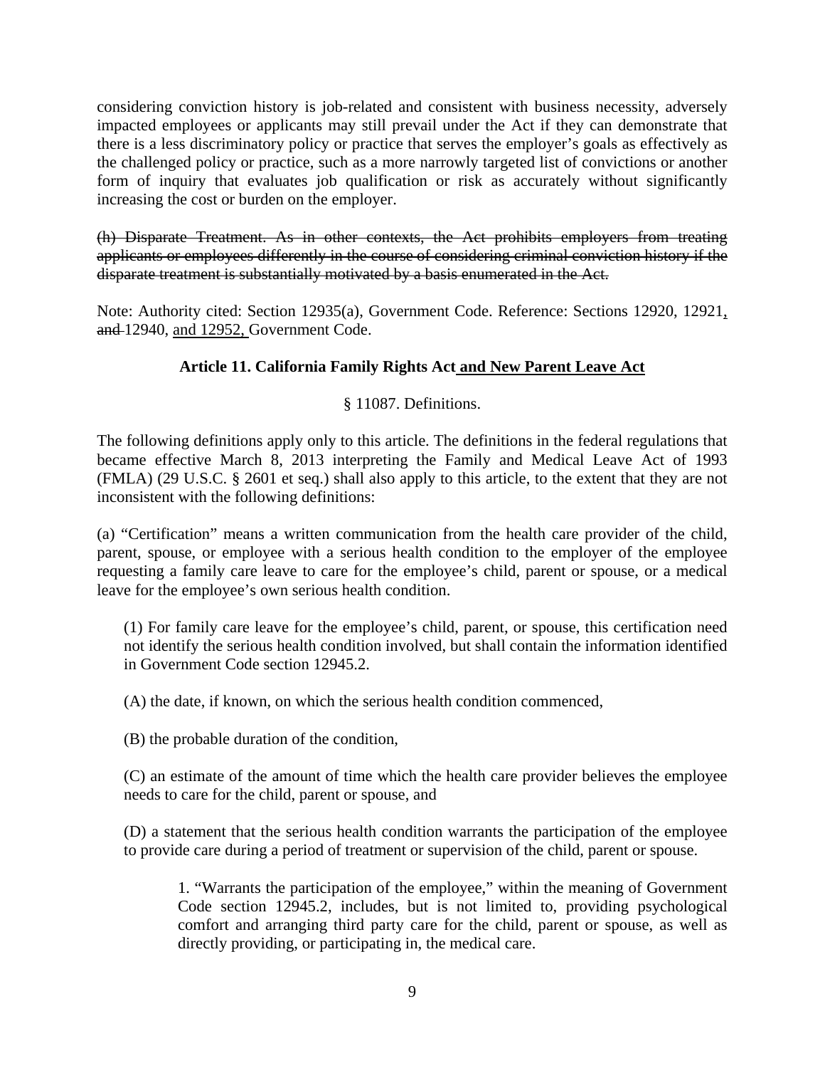considering conviction history is job-related and consistent with business necessity, adversely impacted employees or applicants may still prevail under the Act if they can demonstrate that there is a less discriminatory policy or practice that serves the employer's goals as effectively as the challenged policy or practice, such as a more narrowly targeted list of convictions or another form of inquiry that evaluates job qualification or risk as accurately without significantly increasing the cost or burden on the employer.

~~(h) Disparate Treatment. As in other contexts, the Act prohibits employers from treating applicants or employees differently in the course of considering criminal conviction history if the disparate treatment is substantially motivated by a basis enumerated in the Act.~~

Note: Authority cited: Section 12935(a), Government Code. Reference: Sections 12920, 12921, ~~and~~ 12940, and 12952, Government Code.

**Article 11. California Family Rights Act and New Parent Leave Act**

§ 11087. Definitions.

The following definitions apply only to this article. The definitions in the federal regulations that became effective March 8, 2013 interpreting the Family and Medical Leave Act of 1993 (FMLA) (29 U.S.C. § 2601 et seq.) shall also apply to this article, to the extent that they are not inconsistent with the following definitions:

(a) "Certification" means a written communication from the health care provider of the child, parent, spouse, or employee with a serious health condition to the employer of the employee requesting a family care leave to care for the employee's child, parent or spouse, or a medical leave for the employee's own serious health condition.

(1) For family care leave for the employee's child, parent, or spouse, this certification need not identify the serious health condition involved, but shall contain the information identified in Government Code section 12945.2.

(A) the date, if known, on which the serious health condition commenced,

(B) the probable duration of the condition,

(C) an estimate of the amount of time which the health care provider believes the employee needs to care for the child, parent or spouse, and

(D) a statement that the serious health condition warrants the participation of the employee to provide care during a period of treatment or supervision of the child, parent or spouse.

1. "Warrants the participation of the employee," within the meaning of Government Code section 12945.2, includes, but is not limited to, providing psychological comfort and arranging third party care for the child, parent or spouse, as well as directly providing, or participating in, the medical care.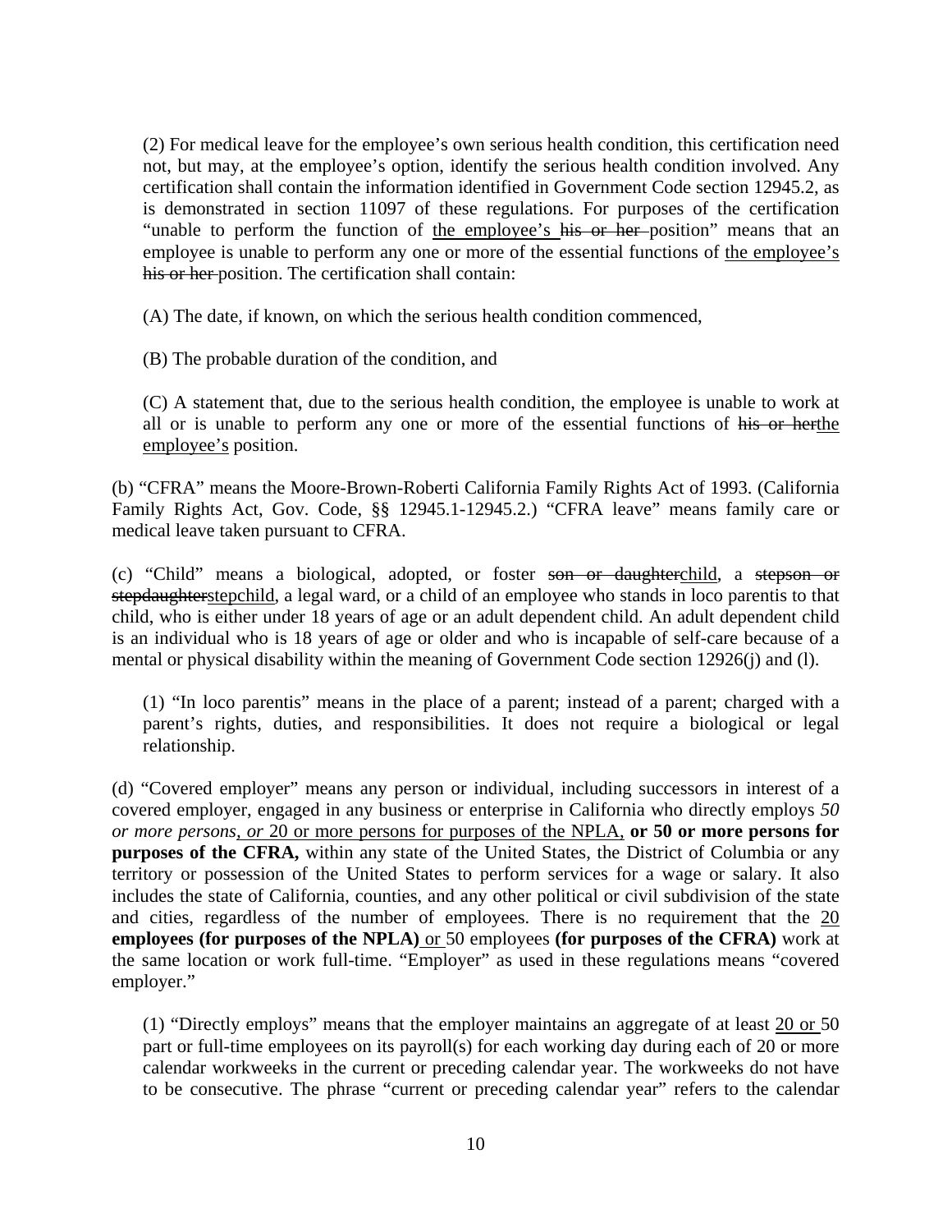(2) For medical leave for the employee's own serious health condition, this certification need not, but may, at the employee's option, identify the serious health condition involved. Any certification shall contain the information identified in Government Code section 12945.2, as is demonstrated in section 11097 of these regulations. For purposes of the certification "unable to perform the function of <u>the employee's</u> ~~his or her~~ position" means that an employee is unable to perform any one or more of the essential functions of <u>the employee's</u> ~~his or her~~ position. The certification shall contain:

(A) The date, if known, on which the serious health condition commenced,

(B) The probable duration of the condition, and

(C) A statement that, due to the serious health condition, the employee is unable to work at all or is unable to perform any one or more of the essential functions of ~~his or her~~<u>the employee's</u> position.

(b) "CFRA" means the Moore-Brown-Roberti California Family Rights Act of 1993. (California Family Rights Act, Gov. Code, §§ 12945.1-12945.2.) "CFRA leave" means family care or medical leave taken pursuant to CFRA.

(c) "Child" means a biological, adopted, or foster ~~son or daughter~~<u>child</u>, a ~~stepson or stepdaughter~~<u>stepchild</u>, a legal ward, or a child of an employee who stands in loco parentis to that child, who is either under 18 years of age or an adult dependent child. An adult dependent child is an individual who is 18 years of age or older and who is incapable of self-care because of a mental or physical disability within the meaning of Government Code section 12926(j) and (l).

(1) "In loco parentis" means in the place of a parent; instead of a parent; charged with a parent's rights, duties, and responsibilities. It does not require a biological or legal relationship.

(d) "Covered employer" means any person or individual, including successors in interest of a covered employer, engaged in any business or enterprise in California who directly employs *50 or more persons*<u>,</u> *or* <u>20 or more persons for purposes of the NPLA,</u> **or 50 or more persons for purposes of the CFRA,** within any state of the United States, the District of Columbia or any territory or possession of the United States to perform services for a wage or salary. It also includes the state of California, counties, and any other political or civil subdivision of the state and cities, regardless of the number of employees. There is no requirement that the <u>20</u> **employees (for purposes of the NPLA)** <u>or</u> 50 employees **(for purposes of the CFRA)** work at the same location or work full-time. "Employer" as used in these regulations means "covered employer."

(1) "Directly employs" means that the employer maintains an aggregate of at least <u>20 or</u> 50 part or full-time employees on its payroll(s) for each working day during each of 20 or more calendar workweeks in the current or preceding calendar year. The workweeks do not have to be consecutive. The phrase "current or preceding calendar year" refers to the calendar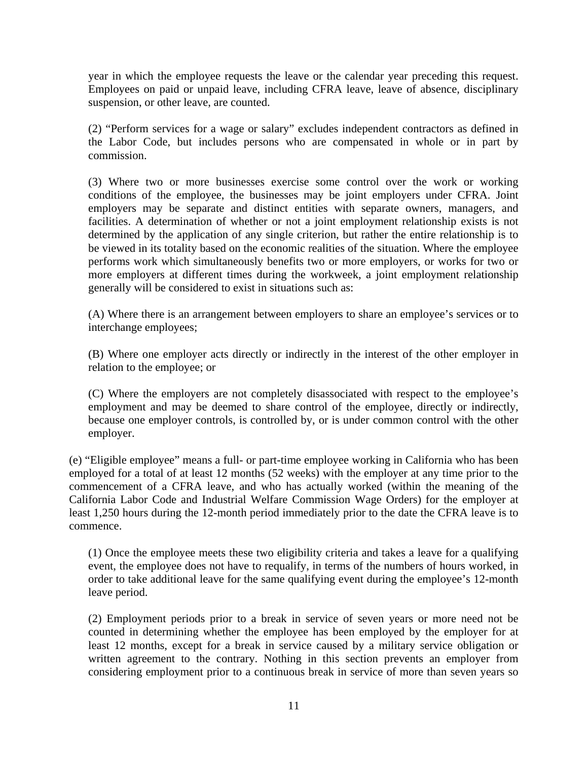year in which the employee requests the leave or the calendar year preceding this request. Employees on paid or unpaid leave, including CFRA leave, leave of absence, disciplinary suspension, or other leave, are counted.

(2) "Perform services for a wage or salary" excludes independent contractors as defined in the Labor Code, but includes persons who are compensated in whole or in part by commission.

(3) Where two or more businesses exercise some control over the work or working conditions of the employee, the businesses may be joint employers under CFRA. Joint employers may be separate and distinct entities with separate owners, managers, and facilities. A determination of whether or not a joint employment relationship exists is not determined by the application of any single criterion, but rather the entire relationship is to be viewed in its totality based on the economic realities of the situation. Where the employee performs work which simultaneously benefits two or more employers, or works for two or more employers at different times during the workweek, a joint employment relationship generally will be considered to exist in situations such as:

(A) Where there is an arrangement between employers to share an employee's services or to interchange employees;

(B) Where one employer acts directly or indirectly in the interest of the other employer in relation to the employee; or

(C) Where the employers are not completely disassociated with respect to the employee's employment and may be deemed to share control of the employee, directly or indirectly, because one employer controls, is controlled by, or is under common control with the other employer.

(e) "Eligible employee" means a full- or part-time employee working in California who has been employed for a total of at least 12 months (52 weeks) with the employer at any time prior to the commencement of a CFRA leave, and who has actually worked (within the meaning of the California Labor Code and Industrial Welfare Commission Wage Orders) for the employer at least 1,250 hours during the 12-month period immediately prior to the date the CFRA leave is to commence.

(1) Once the employee meets these two eligibility criteria and takes a leave for a qualifying event, the employee does not have to requalify, in terms of the numbers of hours worked, in order to take additional leave for the same qualifying event during the employee's 12-month leave period.

(2) Employment periods prior to a break in service of seven years or more need not be counted in determining whether the employee has been employed by the employer for at least 12 months, except for a break in service caused by a military service obligation or written agreement to the contrary. Nothing in this section prevents an employer from considering employment prior to a continuous break in service of more than seven years so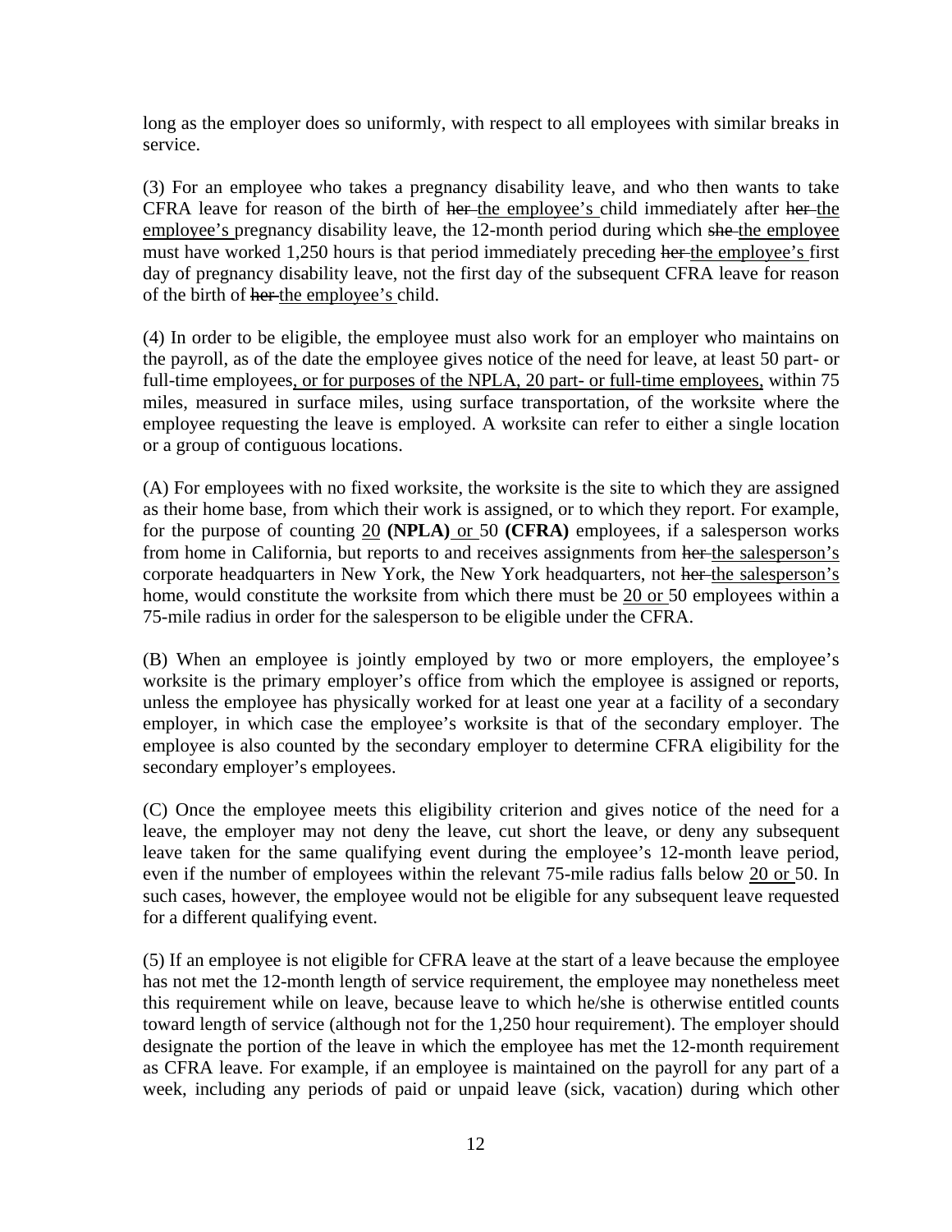long as the employer does so uniformly, with respect to all employees with similar breaks in service.

(3) For an employee who takes a pregnancy disability leave, and who then wants to take CFRA leave for reason of the birth of ~~her~~ <u>the employee's</u> child immediately after ~~her~~ <u>the employee's</u> pregnancy disability leave, the 12-month period during which ~~she~~ <u>the employee</u> must have worked 1,250 hours is that period immediately preceding ~~her~~ <u>the employee's</u> first day of pregnancy disability leave, not the first day of the subsequent CFRA leave for reason of the birth of ~~her~~ <u>the employee's</u> child.

(4) In order to be eligible, the employee must also work for an employer who maintains on the payroll, as of the date the employee gives notice of the need for leave, at least 50 part- or full-time employees<u>, or for purposes of the NPLA, 20 part- or full-time employees,</u> within 75 miles, measured in surface miles, using surface transportation, of the worksite where the employee requesting the leave is employed. A worksite can refer to either a single location or a group of contiguous locations.

(A) For employees with no fixed worksite, the worksite is the site to which they are assigned as their home base, from which their work is assigned, or to which they report. For example, for the purpose of counting <u>20</u> **(NPLA)** <u>or</u> 50 **(CFRA)** employees, if a salesperson works from home in California, but reports to and receives assignments from ~~her~~ <u>the salesperson's</u> corporate headquarters in New York, the New York headquarters, not ~~her~~ <u>the salesperson's</u> home, would constitute the worksite from which there must be <u>20 or</u> 50 employees within a 75-mile radius in order for the salesperson to be eligible under the CFRA.

(B) When an employee is jointly employed by two or more employers, the employee's worksite is the primary employer's office from which the employee is assigned or reports, unless the employee has physically worked for at least one year at a facility of a secondary employer, in which case the employee's worksite is that of the secondary employer. The employee is also counted by the secondary employer to determine CFRA eligibility for the secondary employer's employees.

(C) Once the employee meets this eligibility criterion and gives notice of the need for a leave, the employer may not deny the leave, cut short the leave, or deny any subsequent leave taken for the same qualifying event during the employee's 12-month leave period, even if the number of employees within the relevant 75-mile radius falls below <u>20 or</u> 50. In such cases, however, the employee would not be eligible for any subsequent leave requested for a different qualifying event.

(5) If an employee is not eligible for CFRA leave at the start of a leave because the employee has not met the 12-month length of service requirement, the employee may nonetheless meet this requirement while on leave, because leave to which he/she is otherwise entitled counts toward length of service (although not for the 1,250 hour requirement). The employer should designate the portion of the leave in which the employee has met the 12-month requirement as CFRA leave. For example, if an employee is maintained on the payroll for any part of a week, including any periods of paid or unpaid leave (sick, vacation) during which other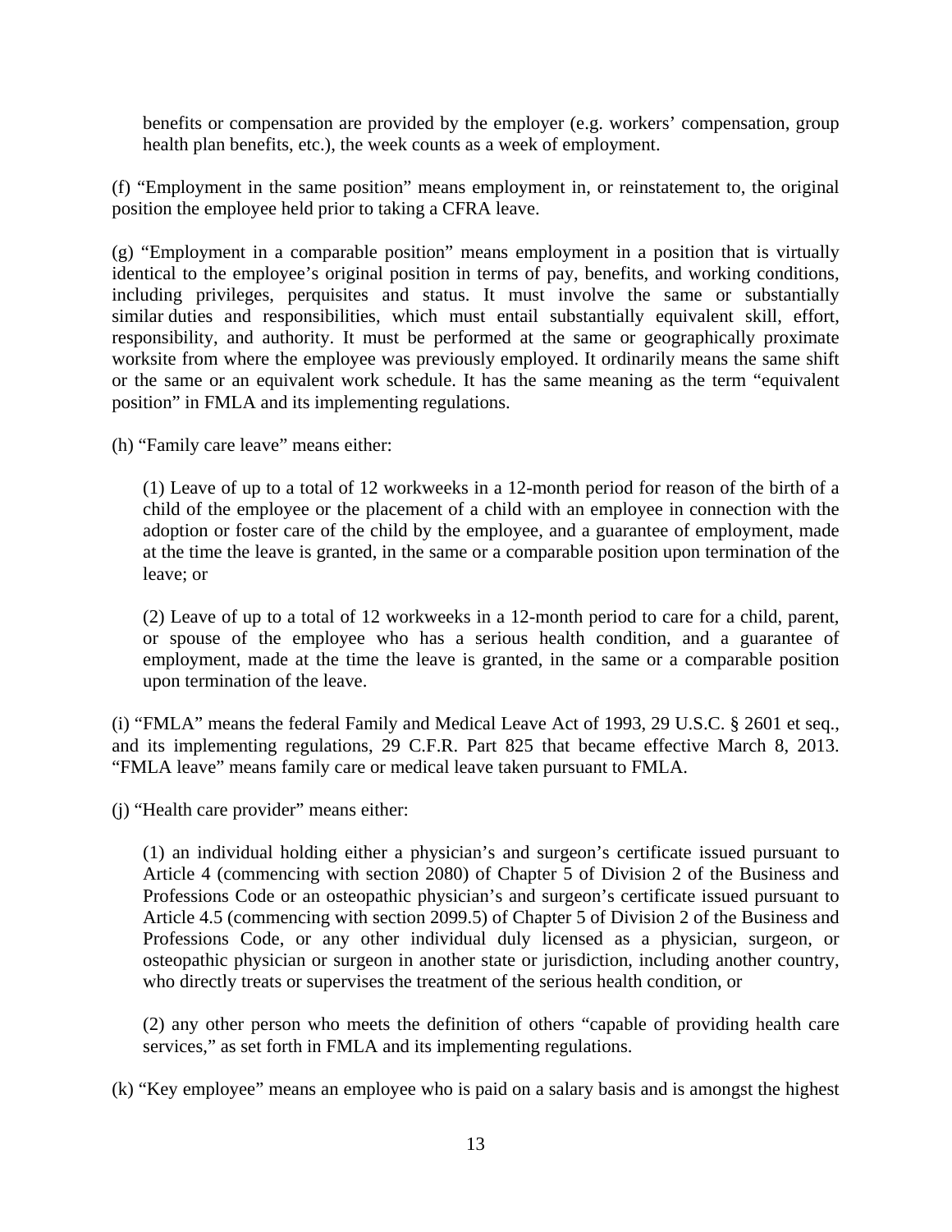benefits or compensation are provided by the employer (e.g. workers' compensation, group health plan benefits, etc.), the week counts as a week of employment.

(f) "Employment in the same position" means employment in, or reinstatement to, the original position the employee held prior to taking a CFRA leave.

(g) "Employment in a comparable position" means employment in a position that is virtually identical to the employee's original position in terms of pay, benefits, and working conditions, including privileges, perquisites and status. It must involve the same or substantially similar duties and responsibilities, which must entail substantially equivalent skill, effort, responsibility, and authority. It must be performed at the same or geographically proximate worksite from where the employee was previously employed. It ordinarily means the same shift or the same or an equivalent work schedule. It has the same meaning as the term "equivalent position" in FMLA and its implementing regulations.

(h) "Family care leave" means either:

(1) Leave of up to a total of 12 workweeks in a 12-month period for reason of the birth of a child of the employee or the placement of a child with an employee in connection with the adoption or foster care of the child by the employee, and a guarantee of employment, made at the time the leave is granted, in the same or a comparable position upon termination of the leave; or

(2) Leave of up to a total of 12 workweeks in a 12-month period to care for a child, parent, or spouse of the employee who has a serious health condition, and a guarantee of employment, made at the time the leave is granted, in the same or a comparable position upon termination of the leave.

(i) "FMLA" means the federal Family and Medical Leave Act of 1993, 29 U.S.C. § 2601 et seq., and its implementing regulations, 29 C.F.R. Part 825 that became effective March 8, 2013. "FMLA leave" means family care or medical leave taken pursuant to FMLA.

(j) "Health care provider" means either:

(1) an individual holding either a physician's and surgeon's certificate issued pursuant to Article 4 (commencing with section 2080) of Chapter 5 of Division 2 of the Business and Professions Code or an osteopathic physician's and surgeon's certificate issued pursuant to Article 4.5 (commencing with section 2099.5) of Chapter 5 of Division 2 of the Business and Professions Code, or any other individual duly licensed as a physician, surgeon, or osteopathic physician or surgeon in another state or jurisdiction, including another country, who directly treats or supervises the treatment of the serious health condition, or

(2) any other person who meets the definition of others "capable of providing health care services," as set forth in FMLA and its implementing regulations.

(k) "Key employee" means an employee who is paid on a salary basis and is amongst the highest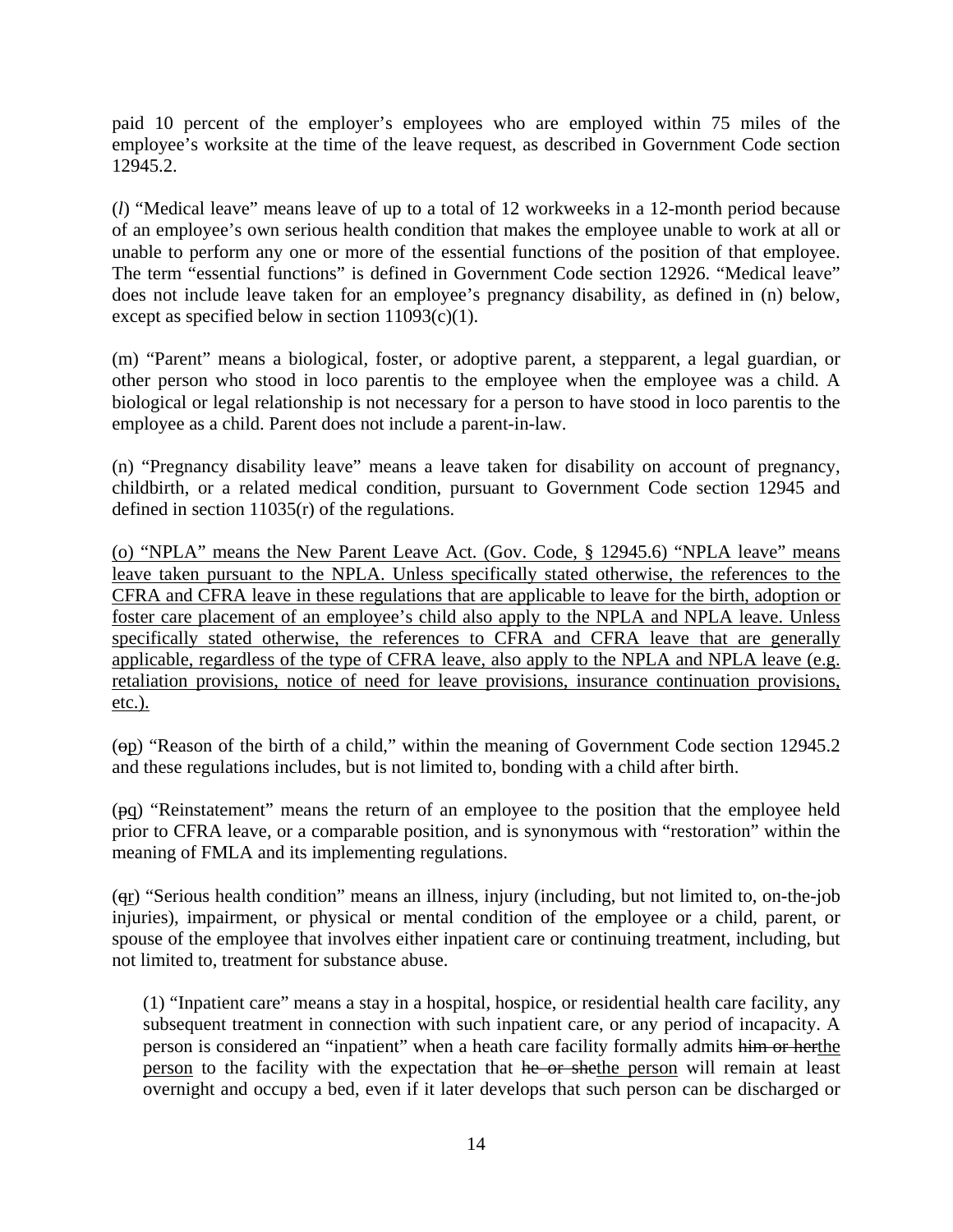paid 10 percent of the employer's employees who are employed within 75 miles of the employee's worksite at the time of the leave request, as described in Government Code section 12945.2.

(*l*) "Medical leave" means leave of up to a total of 12 workweeks in a 12-month period because of an employee's own serious health condition that makes the employee unable to work at all or unable to perform any one or more of the essential functions of the position of that employee. The term "essential functions" is defined in Government Code section 12926. "Medical leave" does not include leave taken for an employee's pregnancy disability, as defined in (n) below, except as specified below in section 11093(c)(1).

(m) "Parent" means a biological, foster, or adoptive parent, a stepparent, a legal guardian, or other person who stood in loco parentis to the employee when the employee was a child. A biological or legal relationship is not necessary for a person to have stood in loco parentis to the employee as a child. Parent does not include a parent-in-law.

(n) "Pregnancy disability leave" means a leave taken for disability on account of pregnancy, childbirth, or a related medical condition, pursuant to Government Code section 12945 and defined in section 11035(r) of the regulations.

<u>(o) "NPLA" means the New Parent Leave Act. (Gov. Code, § 12945.6) "NPLA leave" means leave taken pursuant to the NPLA. Unless specifically stated otherwise, the references to the CFRA and CFRA leave in these regulations that are applicable to leave for the birth, adoption or foster care placement of an employee's child also apply to the NPLA and NPLA leave. Unless specifically stated otherwise, the references to CFRA and CFRA leave that are generally applicable, regardless of the type of CFRA leave, also apply to the NPLA and NPLA leave (e.g. retaliation provisions, notice of need for leave provisions, insurance continuation provisions, etc.).</u>

(~~o~~<u>p</u>) "Reason of the birth of a child," within the meaning of Government Code section 12945.2 and these regulations includes, but is not limited to, bonding with a child after birth.

(~~p~~<u>q</u>) "Reinstatement" means the return of an employee to the position that the employee held prior to CFRA leave, or a comparable position, and is synonymous with "restoration" within the meaning of FMLA and its implementing regulations.

(~~q~~<u>r</u>) "Serious health condition" means an illness, injury (including, but not limited to, on-the-job injuries), impairment, or physical or mental condition of the employee or a child, parent, or spouse of the employee that involves either inpatient care or continuing treatment, including, but not limited to, treatment for substance abuse.

> (1) "Inpatient care" means a stay in a hospital, hospice, or residential health care facility, any subsequent treatment in connection with such inpatient care, or any period of incapacity. A person is considered an "inpatient" when a heath care facility formally admits ~~him or her~~<u>the person</u> to the facility with the expectation that ~~he or she~~<u>the person</u> will remain at least overnight and occupy a bed, even if it later develops that such person can be discharged or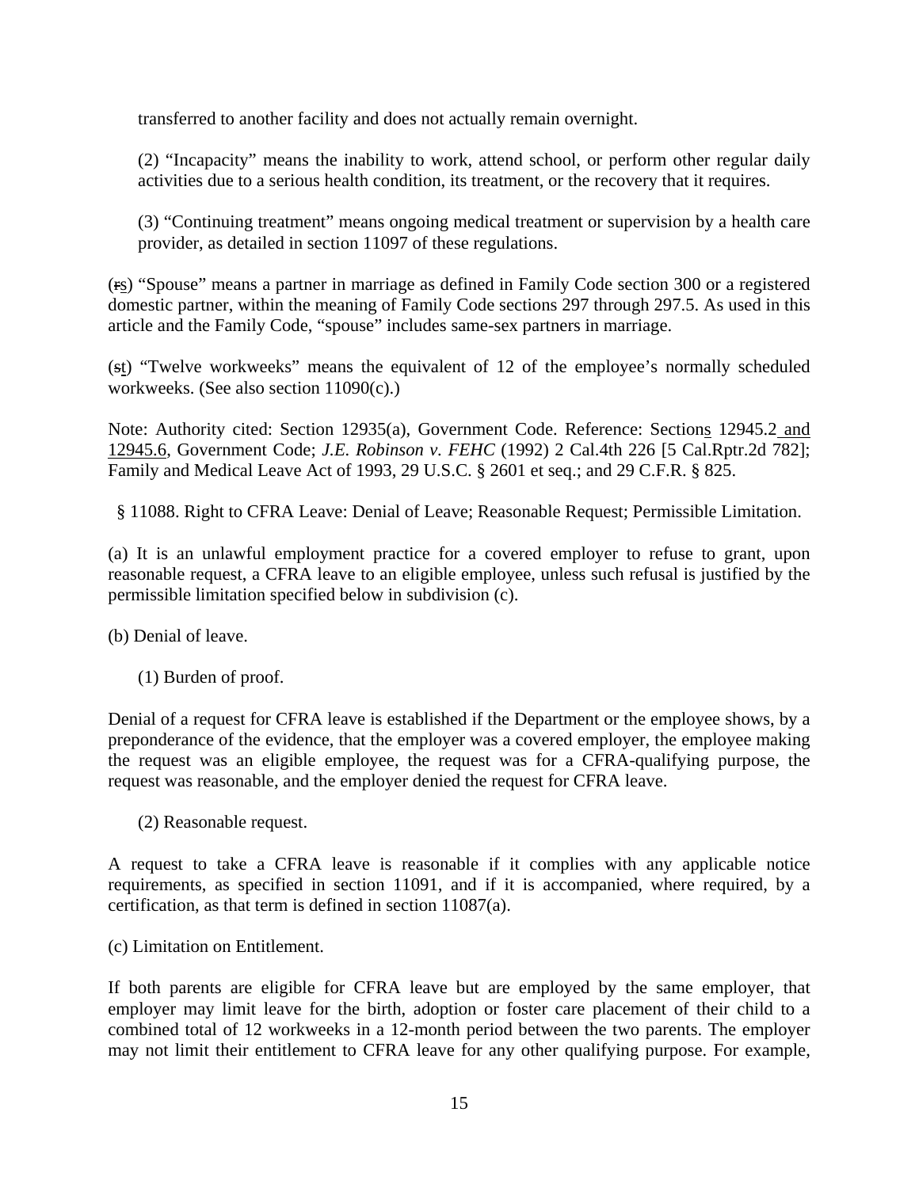transferred to another facility and does not actually remain overnight.

(2) "Incapacity" means the inability to work, attend school, or perform other regular daily activities due to a serious health condition, its treatment, or the recovery that it requires.

(3) "Continuing treatment" means ongoing medical treatment or supervision by a health care provider, as detailed in section 11097 of these regulations.

(~~r~~s) "Spouse" means a partner in marriage as defined in Family Code section 300 or a registered domestic partner, within the meaning of Family Code sections 297 through 297.5. As used in this article and the Family Code, "spouse" includes same-sex partners in marriage.

(~~s~~t) "Twelve workweeks" means the equivalent of 12 of the employee's normally scheduled workweeks. (See also section 11090(c).)

Note: Authority cited: Section 12935(a), Government Code. Reference: Sections 12945.2 and 12945.6, Government Code; *J.E. Robinson v. FEHC* (1992) 2 Cal.4th 226 [5 Cal.Rptr.2d 782]; Family and Medical Leave Act of 1993, 29 U.S.C. § 2601 et seq.; and 29 C.F.R. § 825.

§ 11088. Right to CFRA Leave: Denial of Leave; Reasonable Request; Permissible Limitation.

(a) It is an unlawful employment practice for a covered employer to refuse to grant, upon reasonable request, a CFRA leave to an eligible employee, unless such refusal is justified by the permissible limitation specified below in subdivision (c).

(b) Denial of leave.

(1) Burden of proof.

Denial of a request for CFRA leave is established if the Department or the employee shows, by a preponderance of the evidence, that the employer was a covered employer, the employee making the request was an eligible employee, the request was for a CFRA-qualifying purpose, the request was reasonable, and the employer denied the request for CFRA leave.

(2) Reasonable request.

A request to take a CFRA leave is reasonable if it complies with any applicable notice requirements, as specified in section 11091, and if it is accompanied, where required, by a certification, as that term is defined in section 11087(a).

(c) Limitation on Entitlement.

If both parents are eligible for CFRA leave but are employed by the same employer, that employer may limit leave for the birth, adoption or foster care placement of their child to a combined total of 12 workweeks in a 12-month period between the two parents. The employer may not limit their entitlement to CFRA leave for any other qualifying purpose. For example,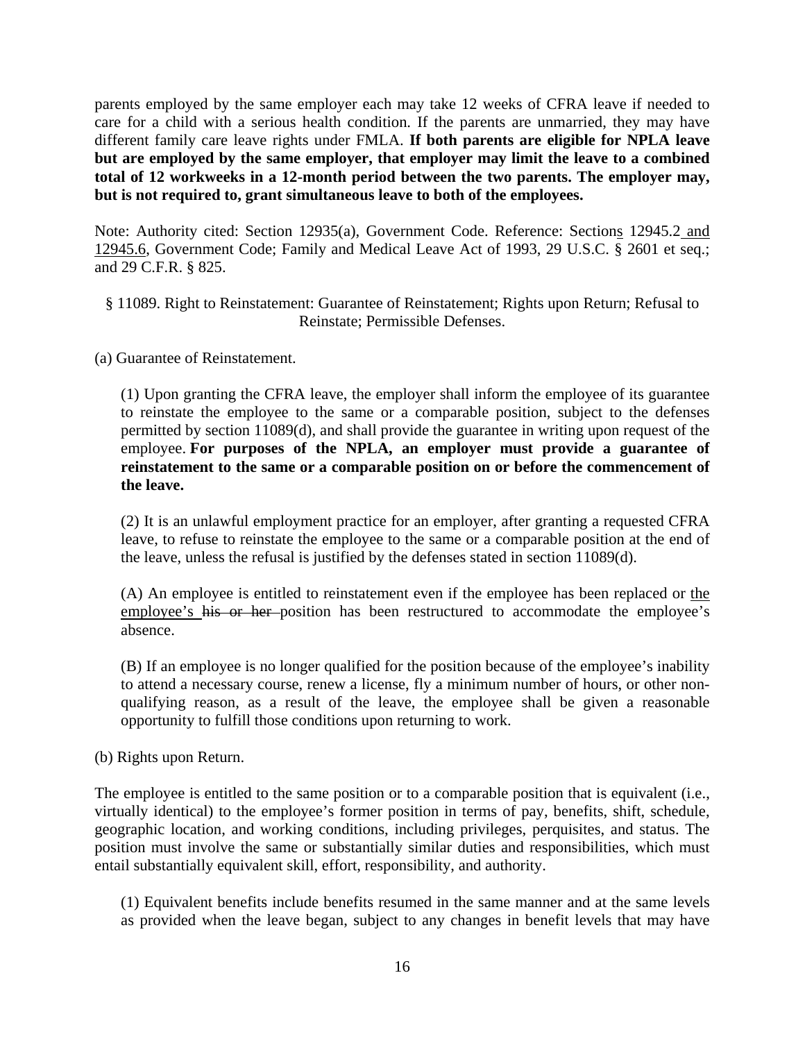parents employed by the same employer each may take 12 weeks of CFRA leave if needed to care for a child with a serious health condition. If the parents are unmarried, they may have different family care leave rights under FMLA. **If both parents are eligible for NPLA leave but are employed by the same employer, that employer may limit the leave to a combined total of 12 workweeks in a 12-month period between the two parents. The employer may, but is not required to, grant simultaneous leave to both of the employees.**

Note: Authority cited: Section 12935(a), Government Code. Reference: Sections 12945.2 and 12945.6, Government Code; Family and Medical Leave Act of 1993, 29 U.S.C. § 2601 et seq.; and 29 C.F.R. § 825.

§ 11089. Right to Reinstatement: Guarantee of Reinstatement; Rights upon Return; Refusal to Reinstate; Permissible Defenses.

(a) Guarantee of Reinstatement.

(1) Upon granting the CFRA leave, the employer shall inform the employee of its guarantee to reinstate the employee to the same or a comparable position, subject to the defenses permitted by section 11089(d), and shall provide the guarantee in writing upon request of the employee. **For purposes of the NPLA, an employer must provide a guarantee of reinstatement to the same or a comparable position on or before the commencement of the leave.**

(2) It is an unlawful employment practice for an employer, after granting a requested CFRA leave, to refuse to reinstate the employee to the same or a comparable position at the end of the leave, unless the refusal is justified by the defenses stated in section 11089(d).

(A) An employee is entitled to reinstatement even if the employee has been replaced or the employee's ~~his or her~~ position has been restructured to accommodate the employee's absence.

(B) If an employee is no longer qualified for the position because of the employee's inability to attend a necessary course, renew a license, fly a minimum number of hours, or other non-qualifying reason, as a result of the leave, the employee shall be given a reasonable opportunity to fulfill those conditions upon returning to work.

(b) Rights upon Return.

The employee is entitled to the same position or to a comparable position that is equivalent (i.e., virtually identical) to the employee's former position in terms of pay, benefits, shift, schedule, geographic location, and working conditions, including privileges, perquisites, and status. The position must involve the same or substantially similar duties and responsibilities, which must entail substantially equivalent skill, effort, responsibility, and authority.

(1) Equivalent benefits include benefits resumed in the same manner and at the same levels as provided when the leave began, subject to any changes in benefit levels that may have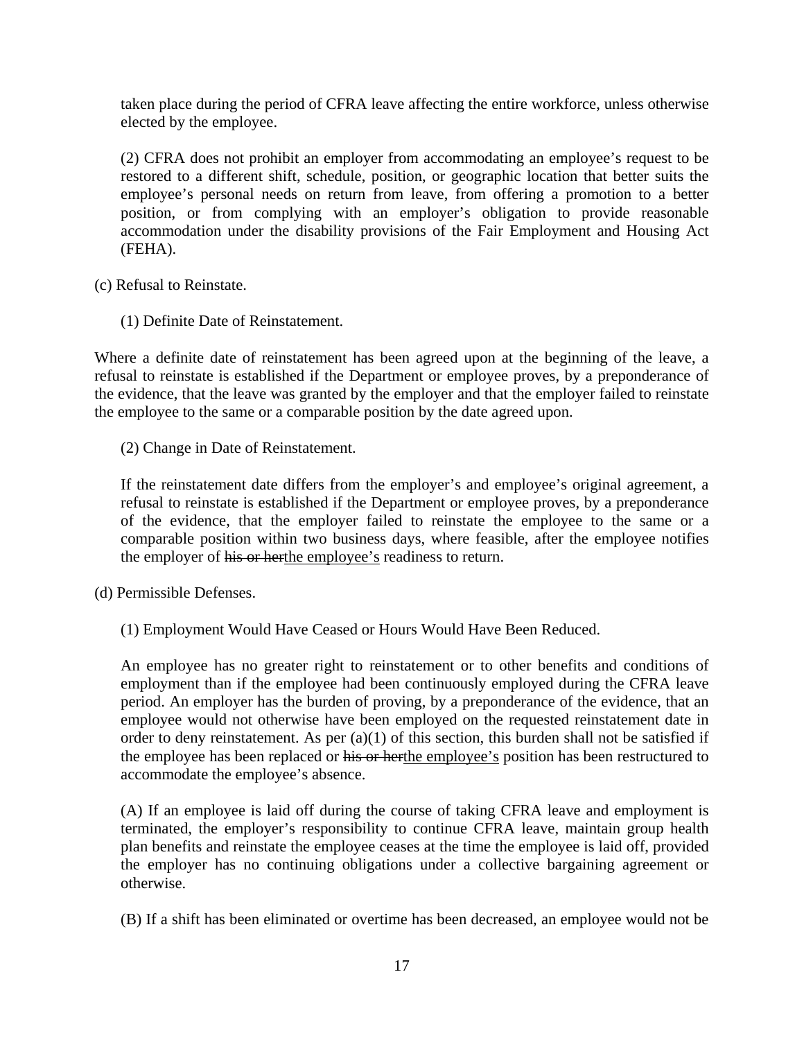taken place during the period of CFRA leave affecting the entire workforce, unless otherwise elected by the employee.

(2) CFRA does not prohibit an employer from accommodating an employee's request to be restored to a different shift, schedule, position, or geographic location that better suits the employee's personal needs on return from leave, from offering a promotion to a better position, or from complying with an employer's obligation to provide reasonable accommodation under the disability provisions of the Fair Employment and Housing Act (FEHA).

(c) Refusal to Reinstate.

(1) Definite Date of Reinstatement.

Where a definite date of reinstatement has been agreed upon at the beginning of the leave, a refusal to reinstate is established if the Department or employee proves, by a preponderance of the evidence, that the leave was granted by the employer and that the employer failed to reinstate the employee to the same or a comparable position by the date agreed upon.

(2) Change in Date of Reinstatement.

If the reinstatement date differs from the employer's and employee's original agreement, a refusal to reinstate is established if the Department or employee proves, by a preponderance of the evidence, that the employer failed to reinstate the employee to the same or a comparable position within two business days, where feasible, after the employee notifies the employer of ~~his or her~~<u>the employee's</u> readiness to return.

(d) Permissible Defenses.

(1) Employment Would Have Ceased or Hours Would Have Been Reduced.

An employee has no greater right to reinstatement or to other benefits and conditions of employment than if the employee had been continuously employed during the CFRA leave period. An employer has the burden of proving, by a preponderance of the evidence, that an employee would not otherwise have been employed on the requested reinstatement date in order to deny reinstatement. As per (a)(1) of this section, this burden shall not be satisfied if the employee has been replaced or ~~his or her~~<u>the employee's</u> position has been restructured to accommodate the employee's absence.

(A) If an employee is laid off during the course of taking CFRA leave and employment is terminated, the employer's responsibility to continue CFRA leave, maintain group health plan benefits and reinstate the employee ceases at the time the employee is laid off, provided the employer has no continuing obligations under a collective bargaining agreement or otherwise.

(B) If a shift has been eliminated or overtime has been decreased, an employee would not be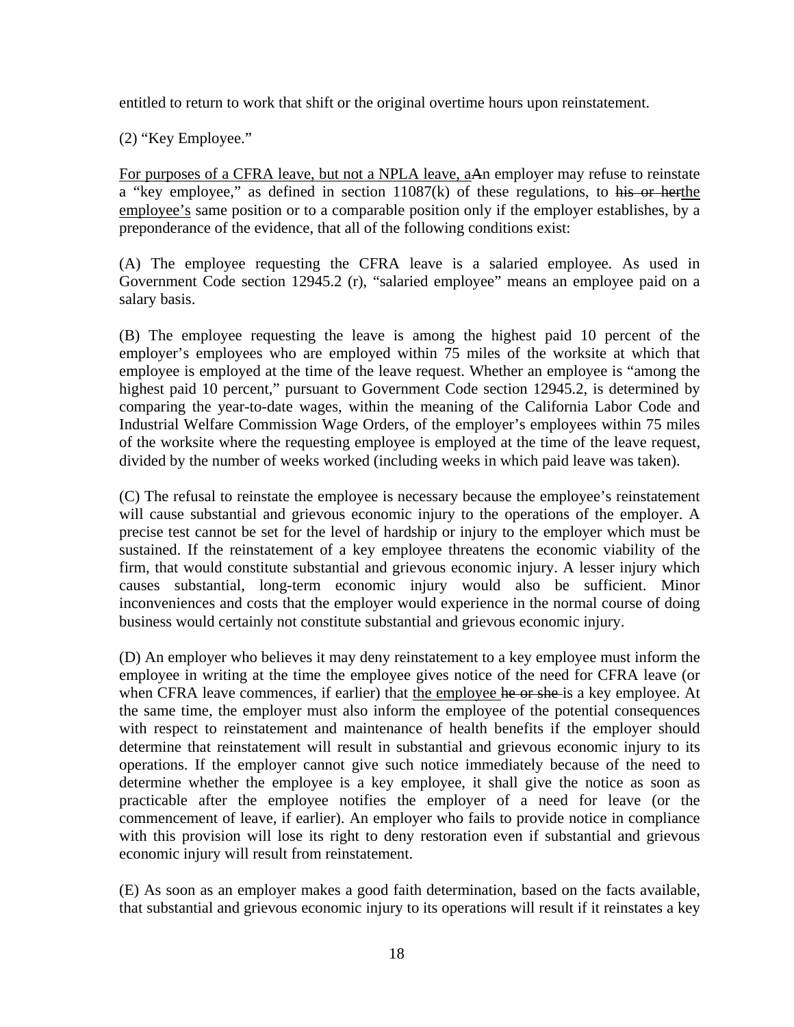entitled to return to work that shift or the original overtime hours upon reinstatement.

(2) “Key Employee.”

<u>For purposes of a CFRA leave, but not a NPLA leave, a</u>~~A~~n employer may refuse to reinstate a “key employee,” as defined in section 11087(k) of these regulations, to ~~his or her~~<u>the employee’s</u> same position or to a comparable position only if the employer establishes, by a preponderance of the evidence, that all of the following conditions exist:

(A) The employee requesting the CFRA leave is a salaried employee. As used in Government Code section 12945.2 (r), “salaried employee” means an employee paid on a salary basis.

(B) The employee requesting the leave is among the highest paid 10 percent of the employer’s employees who are employed within 75 miles of the worksite at which that employee is employed at the time of the leave request. Whether an employee is “among the highest paid 10 percent,” pursuant to Government Code section 12945.2, is determined by comparing the year-to-date wages, within the meaning of the California Labor Code and Industrial Welfare Commission Wage Orders, of the employer’s employees within 75 miles of the worksite where the requesting employee is employed at the time of the leave request, divided by the number of weeks worked (including weeks in which paid leave was taken).

(C) The refusal to reinstate the employee is necessary because the employee’s reinstatement will cause substantial and grievous economic injury to the operations of the employer. A precise test cannot be set for the level of hardship or injury to the employer which must be sustained. If the reinstatement of a key employee threatens the economic viability of the firm, that would constitute substantial and grievous economic injury. A lesser injury which causes substantial, long-term economic injury would also be sufficient. Minor inconveniences and costs that the employer would experience in the normal course of doing business would certainly not constitute substantial and grievous economic injury.

(D) An employer who believes it may deny reinstatement to a key employee must inform the employee in writing at the time the employee gives notice of the need for CFRA leave (or when CFRA leave commences, if earlier) that <u>the employee</u> ~~he or she~~ is a key employee. At the same time, the employer must also inform the employee of the potential consequences with respect to reinstatement and maintenance of health benefits if the employer should determine that reinstatement will result in substantial and grievous economic injury to its operations. If the employer cannot give such notice immediately because of the need to determine whether the employee is a key employee, it shall give the notice as soon as practicable after the employee notifies the employer of a need for leave (or the commencement of leave, if earlier). An employer who fails to provide notice in compliance with this provision will lose its right to deny restoration even if substantial and grievous economic injury will result from reinstatement.

(E) As soon as an employer makes a good faith determination, based on the facts available, that substantial and grievous economic injury to its operations will result if it reinstates a key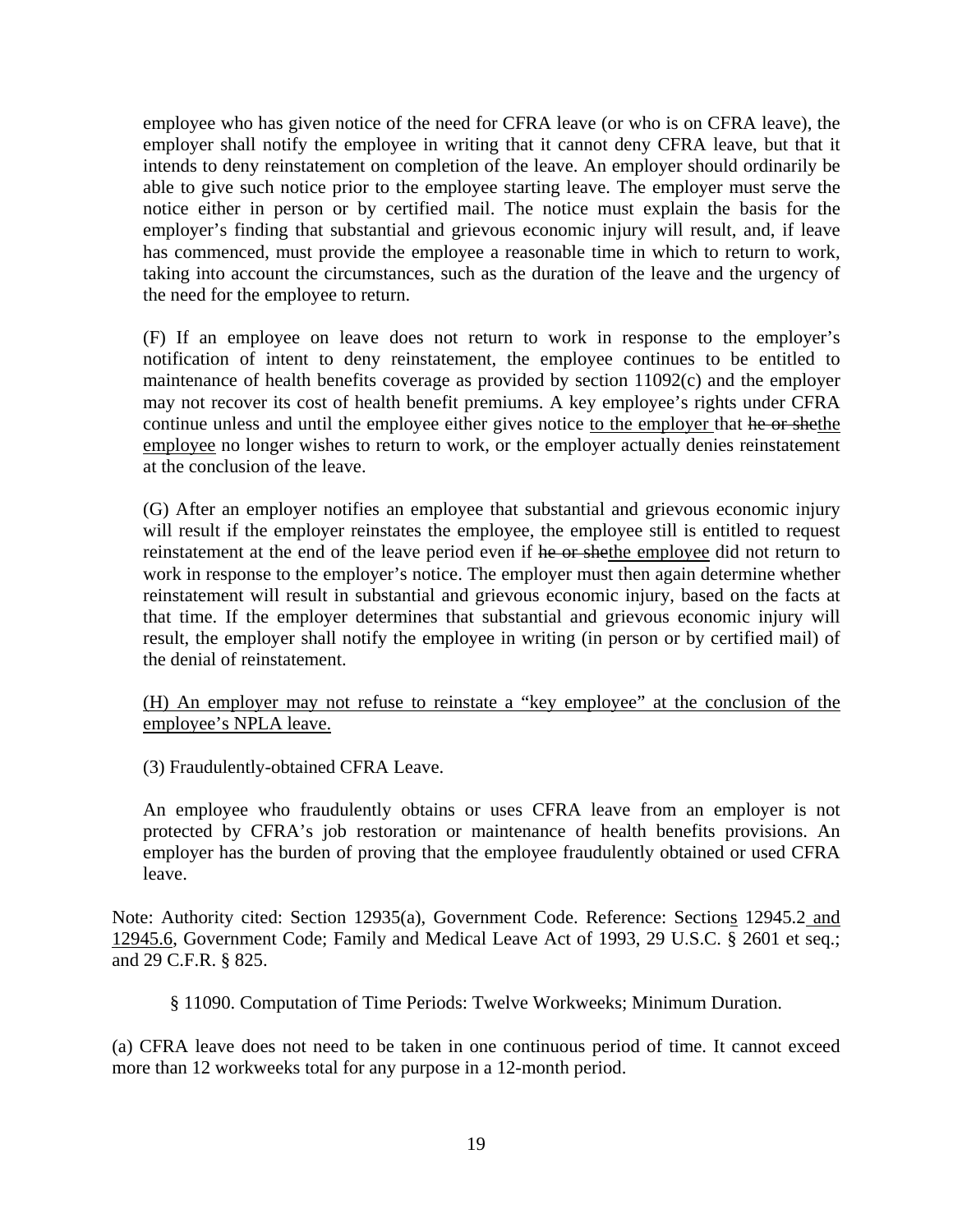employee who has given notice of the need for CFRA leave (or who is on CFRA leave), the employer shall notify the employee in writing that it cannot deny CFRA leave, but that it intends to deny reinstatement on completion of the leave. An employer should ordinarily be able to give such notice prior to the employee starting leave. The employer must serve the notice either in person or by certified mail. The notice must explain the basis for the employer's finding that substantial and grievous economic injury will result, and, if leave has commenced, must provide the employee a reasonable time in which to return to work, taking into account the circumstances, such as the duration of the leave and the urgency of the need for the employee to return.

(F) If an employee on leave does not return to work in response to the employer's notification of intent to deny reinstatement, the employee continues to be entitled to maintenance of health benefits coverage as provided by section 11092(c) and the employer may not recover its cost of health benefit premiums. A key employee's rights under CFRA continue unless and until the employee either gives notice to the employer that ~~he or she~~the employee no longer wishes to return to work, or the employer actually denies reinstatement at the conclusion of the leave.

(G) After an employer notifies an employee that substantial and grievous economic injury will result if the employer reinstates the employee, the employee still is entitled to request reinstatement at the end of the leave period even if ~~he or she~~the employee did not return to work in response to the employer's notice. The employer must then again determine whether reinstatement will result in substantial and grievous economic injury, based on the facts at that time. If the employer determines that substantial and grievous economic injury will result, the employer shall notify the employee in writing (in person or by certified mail) of the denial of reinstatement.

(H) An employer may not refuse to reinstate a "key employee" at the conclusion of the employee's NPLA leave.

(3) Fraudulently-obtained CFRA Leave.

An employee who fraudulently obtains or uses CFRA leave from an employer is not protected by CFRA's job restoration or maintenance of health benefits provisions. An employer has the burden of proving that the employee fraudulently obtained or used CFRA leave.

Note: Authority cited: Section 12935(a), Government Code. Reference: Sections 12945.2 and 12945.6, Government Code; Family and Medical Leave Act of 1993, 29 U.S.C. § 2601 et seq.; and 29 C.F.R. § 825.

§ 11090. Computation of Time Periods: Twelve Workweeks; Minimum Duration.

(a) CFRA leave does not need to be taken in one continuous period of time. It cannot exceed more than 12 workweeks total for any purpose in a 12-month period.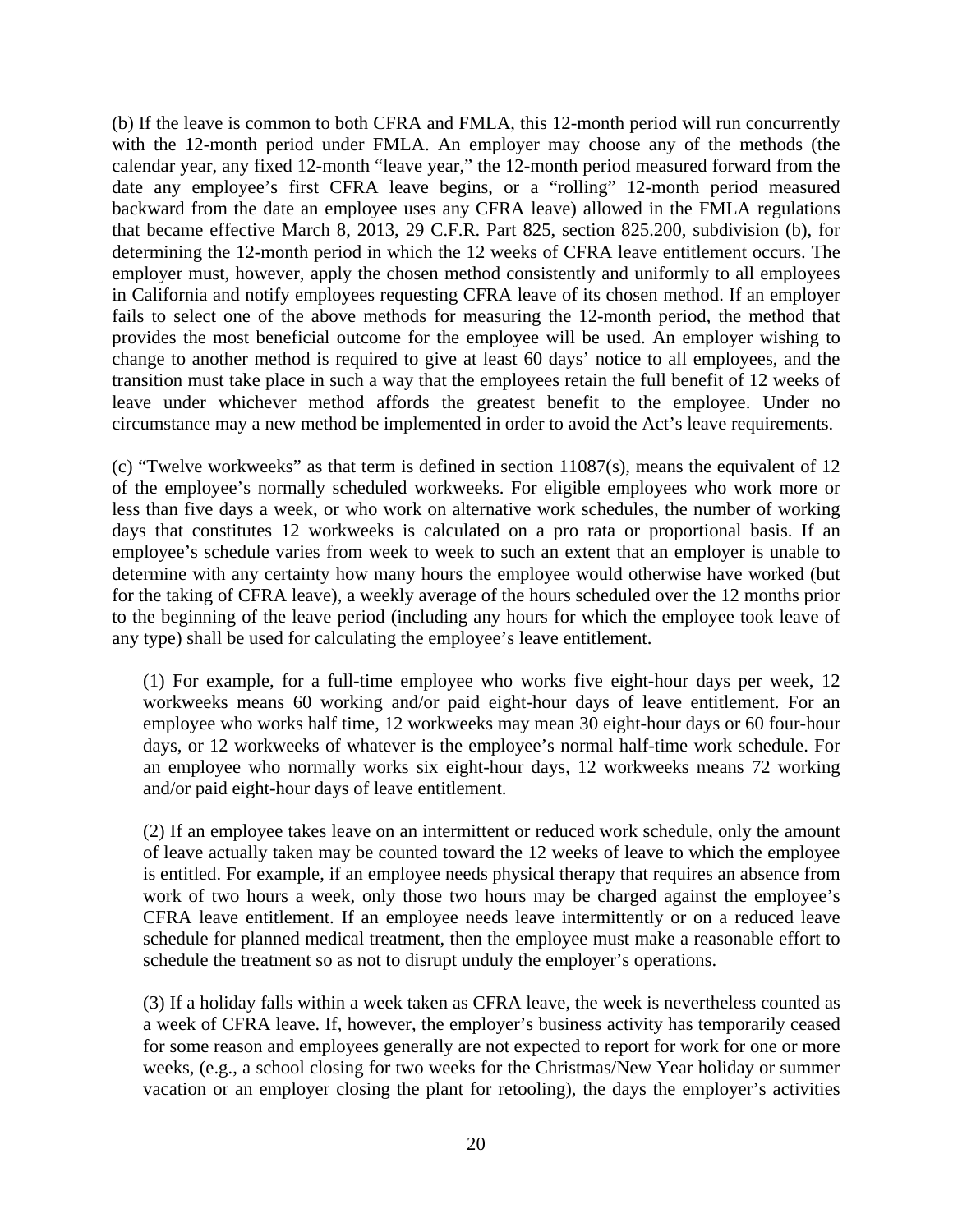(b) If the leave is common to both CFRA and FMLA, this 12-month period will run concurrently with the 12-month period under FMLA. An employer may choose any of the methods (the calendar year, any fixed 12-month "leave year," the 12-month period measured forward from the date any employee's first CFRA leave begins, or a "rolling" 12-month period measured backward from the date an employee uses any CFRA leave) allowed in the FMLA regulations that became effective March 8, 2013, 29 C.F.R. Part 825, section 825.200, subdivision (b), for determining the 12-month period in which the 12 weeks of CFRA leave entitlement occurs. The employer must, however, apply the chosen method consistently and uniformly to all employees in California and notify employees requesting CFRA leave of its chosen method. If an employer fails to select one of the above methods for measuring the 12-month period, the method that provides the most beneficial outcome for the employee will be used. An employer wishing to change to another method is required to give at least 60 days' notice to all employees, and the transition must take place in such a way that the employees retain the full benefit of 12 weeks of leave under whichever method affords the greatest benefit to the employee. Under no circumstance may a new method be implemented in order to avoid the Act's leave requirements.

(c) "Twelve workweeks" as that term is defined in section 11087(s), means the equivalent of 12 of the employee's normally scheduled workweeks. For eligible employees who work more or less than five days a week, or who work on alternative work schedules, the number of working days that constitutes 12 workweeks is calculated on a pro rata or proportional basis. If an employee's schedule varies from week to week to such an extent that an employer is unable to determine with any certainty how many hours the employee would otherwise have worked (but for the taking of CFRA leave), a weekly average of the hours scheduled over the 12 months prior to the beginning of the leave period (including any hours for which the employee took leave of any type) shall be used for calculating the employee's leave entitlement.

(1) For example, for a full-time employee who works five eight-hour days per week, 12 workweeks means 60 working and/or paid eight-hour days of leave entitlement. For an employee who works half time, 12 workweeks may mean 30 eight-hour days or 60 four-hour days, or 12 workweeks of whatever is the employee's normal half-time work schedule. For an employee who normally works six eight-hour days, 12 workweeks means 72 working and/or paid eight-hour days of leave entitlement.

(2) If an employee takes leave on an intermittent or reduced work schedule, only the amount of leave actually taken may be counted toward the 12 weeks of leave to which the employee is entitled. For example, if an employee needs physical therapy that requires an absence from work of two hours a week, only those two hours may be charged against the employee's CFRA leave entitlement. If an employee needs leave intermittently or on a reduced leave schedule for planned medical treatment, then the employee must make a reasonable effort to schedule the treatment so as not to disrupt unduly the employer's operations.

(3) If a holiday falls within a week taken as CFRA leave, the week is nevertheless counted as a week of CFRA leave. If, however, the employer's business activity has temporarily ceased for some reason and employees generally are not expected to report for work for one or more weeks, (e.g., a school closing for two weeks for the Christmas/New Year holiday or summer vacation or an employer closing the plant for retooling), the days the employer's activities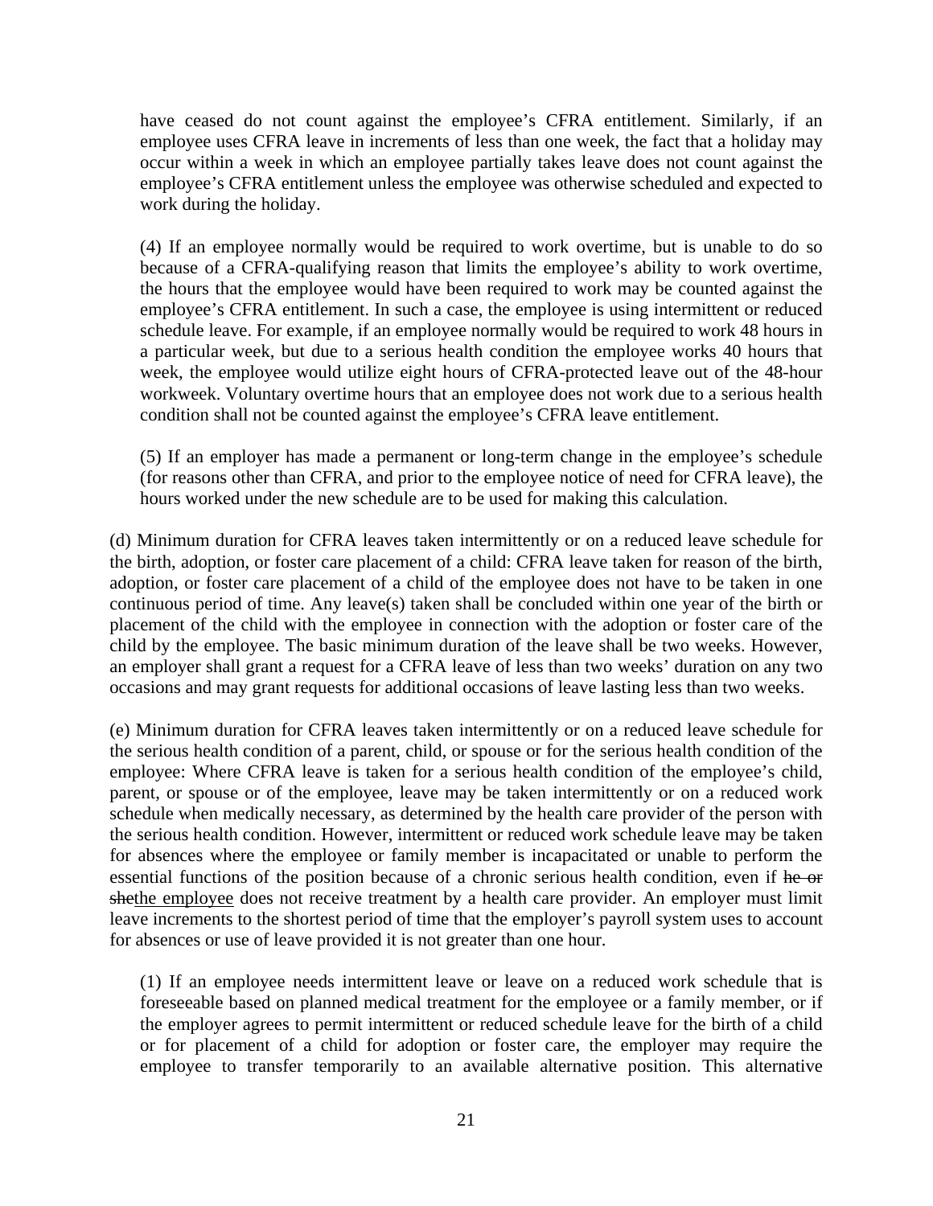have ceased do not count against the employee's CFRA entitlement. Similarly, if an employee uses CFRA leave in increments of less than one week, the fact that a holiday may occur within a week in which an employee partially takes leave does not count against the employee's CFRA entitlement unless the employee was otherwise scheduled and expected to work during the holiday.

(4) If an employee normally would be required to work overtime, but is unable to do so because of a CFRA-qualifying reason that limits the employee's ability to work overtime, the hours that the employee would have been required to work may be counted against the employee's CFRA entitlement. In such a case, the employee is using intermittent or reduced schedule leave. For example, if an employee normally would be required to work 48 hours in a particular week, but due to a serious health condition the employee works 40 hours that week, the employee would utilize eight hours of CFRA-protected leave out of the 48-hour workweek. Voluntary overtime hours that an employee does not work due to a serious health condition shall not be counted against the employee's CFRA leave entitlement.

(5) If an employer has made a permanent or long-term change in the employee's schedule (for reasons other than CFRA, and prior to the employee notice of need for CFRA leave), the hours worked under the new schedule are to be used for making this calculation.

(d) Minimum duration for CFRA leaves taken intermittently or on a reduced leave schedule for the birth, adoption, or foster care placement of a child: CFRA leave taken for reason of the birth, adoption, or foster care placement of a child of the employee does not have to be taken in one continuous period of time. Any leave(s) taken shall be concluded within one year of the birth or placement of the child with the employee in connection with the adoption or foster care of the child by the employee. The basic minimum duration of the leave shall be two weeks. However, an employer shall grant a request for a CFRA leave of less than two weeks' duration on any two occasions and may grant requests for additional occasions of leave lasting less than two weeks.

(e) Minimum duration for CFRA leaves taken intermittently or on a reduced leave schedule for the serious health condition of a parent, child, or spouse or for the serious health condition of the employee: Where CFRA leave is taken for a serious health condition of the employee's child, parent, or spouse or of the employee, leave may be taken intermittently or on a reduced work schedule when medically necessary, as determined by the health care provider of the person with the serious health condition. However, intermittent or reduced work schedule leave may be taken for absences where the employee or family member is incapacitated or unable to perform the essential functions of the position because of a chronic serious health condition, even if ~~he or she~~the employee does not receive treatment by a health care provider. An employer must limit leave increments to the shortest period of time that the employer's payroll system uses to account for absences or use of leave provided it is not greater than one hour.

(1) If an employee needs intermittent leave or leave on a reduced work schedule that is foreseeable based on planned medical treatment for the employee or a family member, or if the employer agrees to permit intermittent or reduced schedule leave for the birth of a child or for placement of a child for adoption or foster care, the employer may require the employee to transfer temporarily to an available alternative position. This alternative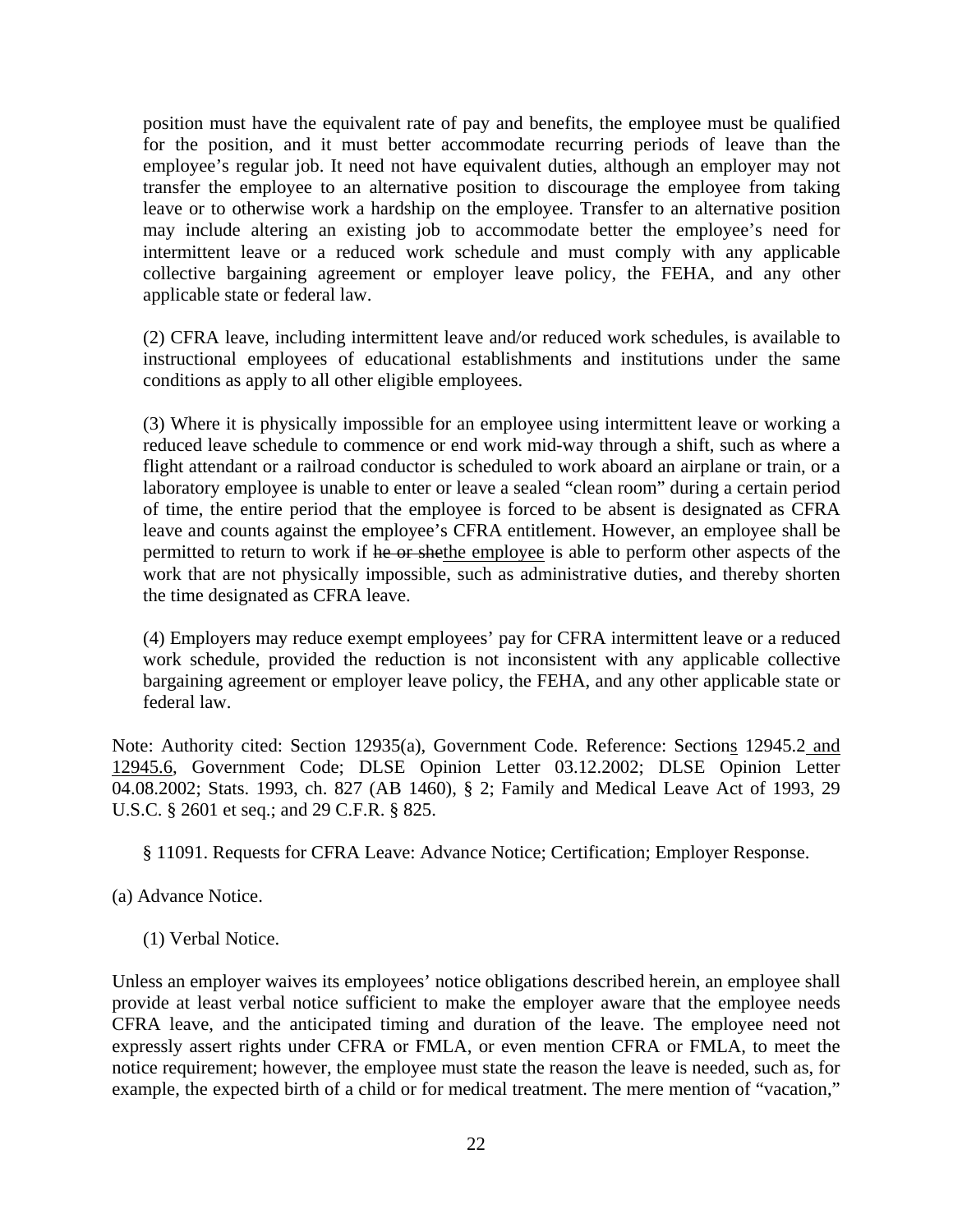position must have the equivalent rate of pay and benefits, the employee must be qualified for the position, and it must better accommodate recurring periods of leave than the employee's regular job. It need not have equivalent duties, although an employer may not transfer the employee to an alternative position to discourage the employee from taking leave or to otherwise work a hardship on the employee. Transfer to an alternative position may include altering an existing job to accommodate better the employee's need for intermittent leave or a reduced work schedule and must comply with any applicable collective bargaining agreement or employer leave policy, the FEHA, and any other applicable state or federal law.

(2) CFRA leave, including intermittent leave and/or reduced work schedules, is available to instructional employees of educational establishments and institutions under the same conditions as apply to all other eligible employees.

(3) Where it is physically impossible for an employee using intermittent leave or working a reduced leave schedule to commence or end work mid-way through a shift, such as where a flight attendant or a railroad conductor is scheduled to work aboard an airplane or train, or a laboratory employee is unable to enter or leave a sealed "clean room" during a certain period of time, the entire period that the employee is forced to be absent is designated as CFRA leave and counts against the employee's CFRA entitlement. However, an employee shall be permitted to return to work if ~~he or she~~<u>the employee</u> is able to perform other aspects of the work that are not physically impossible, such as administrative duties, and thereby shorten the time designated as CFRA leave.

(4) Employers may reduce exempt employees' pay for CFRA intermittent leave or a reduced work schedule, provided the reduction is not inconsistent with any applicable collective bargaining agreement or employer leave policy, the FEHA, and any other applicable state or federal law.

Note: Authority cited: Section 12935(a), Government Code. Reference: Section<u>s</u> 12945.2<u> and 12945.6</u>, Government Code; DLSE Opinion Letter 03.12.2002; DLSE Opinion Letter 04.08.2002; Stats. 1993, ch. 827 (AB 1460), § 2; Family and Medical Leave Act of 1993, 29 U.S.C. § 2601 et seq.; and 29 C.F.R. § 825.

§ 11091. Requests for CFRA Leave: Advance Notice; Certification; Employer Response.

(a) Advance Notice.

(1) Verbal Notice.

Unless an employer waives its employees' notice obligations described herein, an employee shall provide at least verbal notice sufficient to make the employer aware that the employee needs CFRA leave, and the anticipated timing and duration of the leave. The employee need not expressly assert rights under CFRA or FMLA, or even mention CFRA or FMLA, to meet the notice requirement; however, the employee must state the reason the leave is needed, such as, for example, the expected birth of a child or for medical treatment. The mere mention of "vacation,"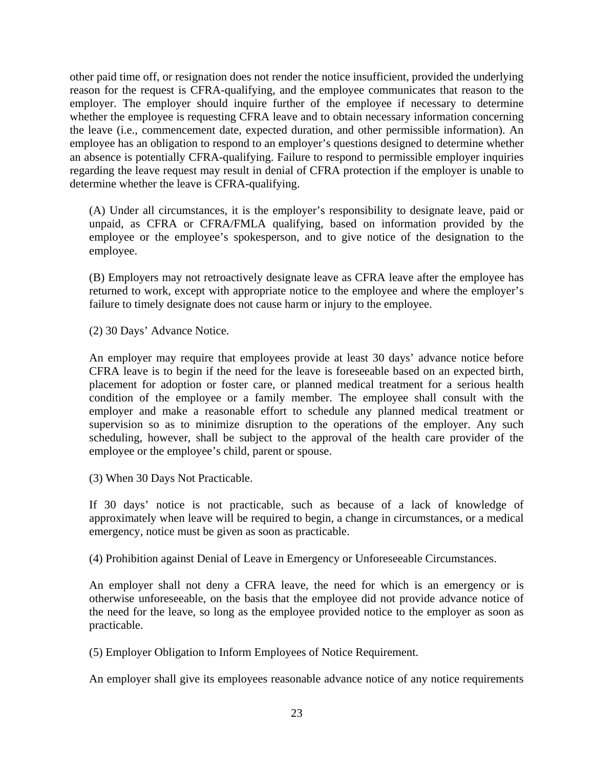other paid time off, or resignation does not render the notice insufficient, provided the underlying reason for the request is CFRA-qualifying, and the employee communicates that reason to the employer. The employer should inquire further of the employee if necessary to determine whether the employee is requesting CFRA leave and to obtain necessary information concerning the leave (i.e., commencement date, expected duration, and other permissible information). An employee has an obligation to respond to an employer's questions designed to determine whether an absence is potentially CFRA-qualifying. Failure to respond to permissible employer inquiries regarding the leave request may result in denial of CFRA protection if the employer is unable to determine whether the leave is CFRA-qualifying.

(A) Under all circumstances, it is the employer's responsibility to designate leave, paid or unpaid, as CFRA or CFRA/FMLA qualifying, based on information provided by the employee or the employee's spokesperson, and to give notice of the designation to the employee.

(B) Employers may not retroactively designate leave as CFRA leave after the employee has returned to work, except with appropriate notice to the employee and where the employer's failure to timely designate does not cause harm or injury to the employee.

(2) 30 Days' Advance Notice.

An employer may require that employees provide at least 30 days' advance notice before CFRA leave is to begin if the need for the leave is foreseeable based on an expected birth, placement for adoption or foster care, or planned medical treatment for a serious health condition of the employee or a family member. The employee shall consult with the employer and make a reasonable effort to schedule any planned medical treatment or supervision so as to minimize disruption to the operations of the employer. Any such scheduling, however, shall be subject to the approval of the health care provider of the employee or the employee's child, parent or spouse.

(3) When 30 Days Not Practicable.

If 30 days' notice is not practicable, such as because of a lack of knowledge of approximately when leave will be required to begin, a change in circumstances, or a medical emergency, notice must be given as soon as practicable.

(4) Prohibition against Denial of Leave in Emergency or Unforeseeable Circumstances.

An employer shall not deny a CFRA leave, the need for which is an emergency or is otherwise unforeseeable, on the basis that the employee did not provide advance notice of the need for the leave, so long as the employee provided notice to the employer as soon as practicable.

(5) Employer Obligation to Inform Employees of Notice Requirement.

An employer shall give its employees reasonable advance notice of any notice requirements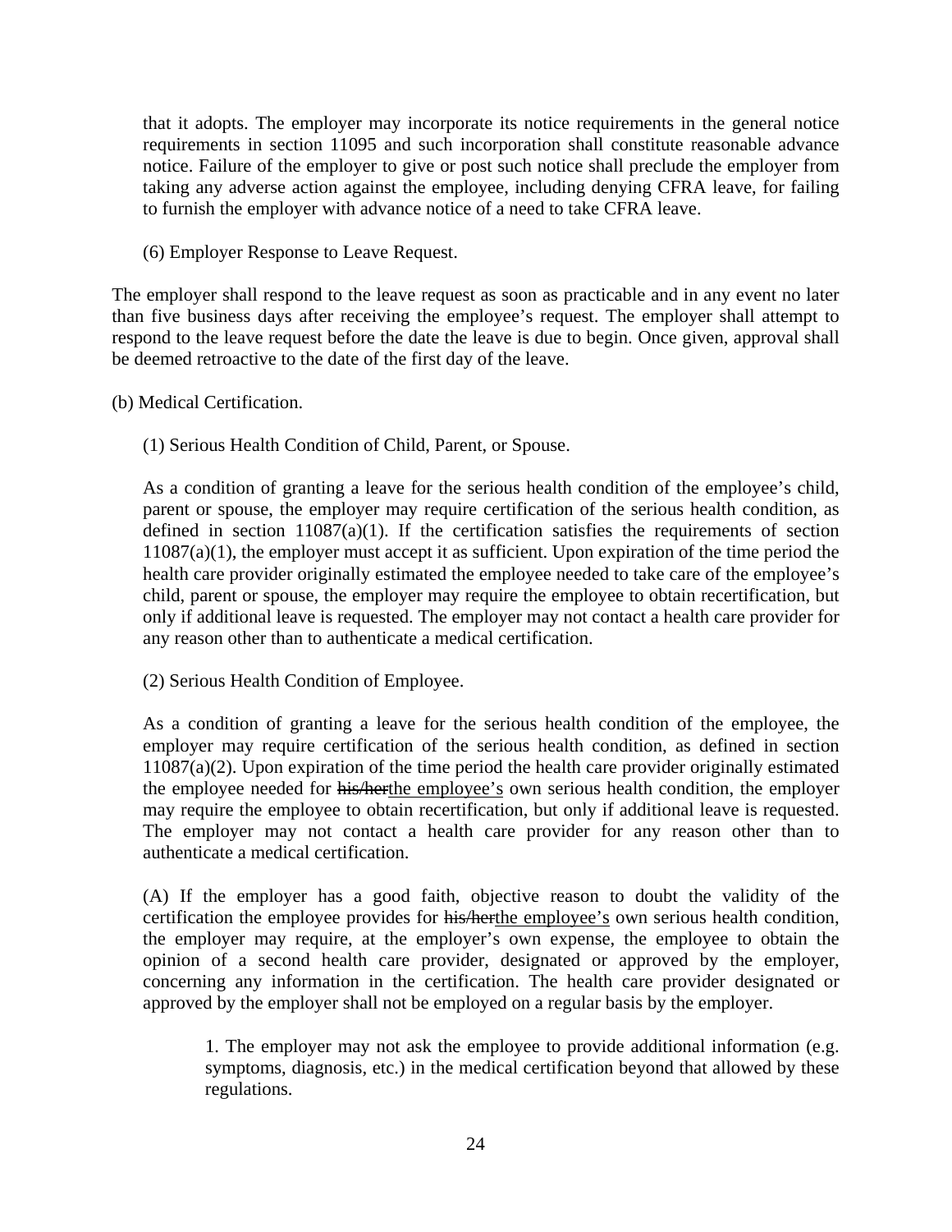that it adopts. The employer may incorporate its notice requirements in the general notice requirements in section 11095 and such incorporation shall constitute reasonable advance notice. Failure of the employer to give or post such notice shall preclude the employer from taking any adverse action against the employee, including denying CFRA leave, for failing to furnish the employer with advance notice of a need to take CFRA leave.

(6) Employer Response to Leave Request.

The employer shall respond to the leave request as soon as practicable and in any event no later than five business days after receiving the employee's request. The employer shall attempt to respond to the leave request before the date the leave is due to begin. Once given, approval shall be deemed retroactive to the date of the first day of the leave.

(b) Medical Certification.

(1) Serious Health Condition of Child, Parent, or Spouse.

As a condition of granting a leave for the serious health condition of the employee's child, parent or spouse, the employer may require certification of the serious health condition, as defined in section 11087(a)(1). If the certification satisfies the requirements of section 11087(a)(1), the employer must accept it as sufficient. Upon expiration of the time period the health care provider originally estimated the employee needed to take care of the employee's child, parent or spouse, the employer may require the employee to obtain recertification, but only if additional leave is requested. The employer may not contact a health care provider for any reason other than to authenticate a medical certification.

(2) Serious Health Condition of Employee.

As a condition of granting a leave for the serious health condition of the employee, the employer may require certification of the serious health condition, as defined in section 11087(a)(2). Upon expiration of the time period the health care provider originally estimated the employee needed for ~~his/her~~<u>the employee's</u> own serious health condition, the employer may require the employee to obtain recertification, but only if additional leave is requested. The employer may not contact a health care provider for any reason other than to authenticate a medical certification.

(A) If the employer has a good faith, objective reason to doubt the validity of the certification the employee provides for ~~his/her~~<u>the employee's</u> own serious health condition, the employer may require, at the employer's own expense, the employee to obtain the opinion of a second health care provider, designated or approved by the employer, concerning any information in the certification. The health care provider designated or approved by the employer shall not be employed on a regular basis by the employer.

1. The employer may not ask the employee to provide additional information (e.g. symptoms, diagnosis, etc.) in the medical certification beyond that allowed by these regulations.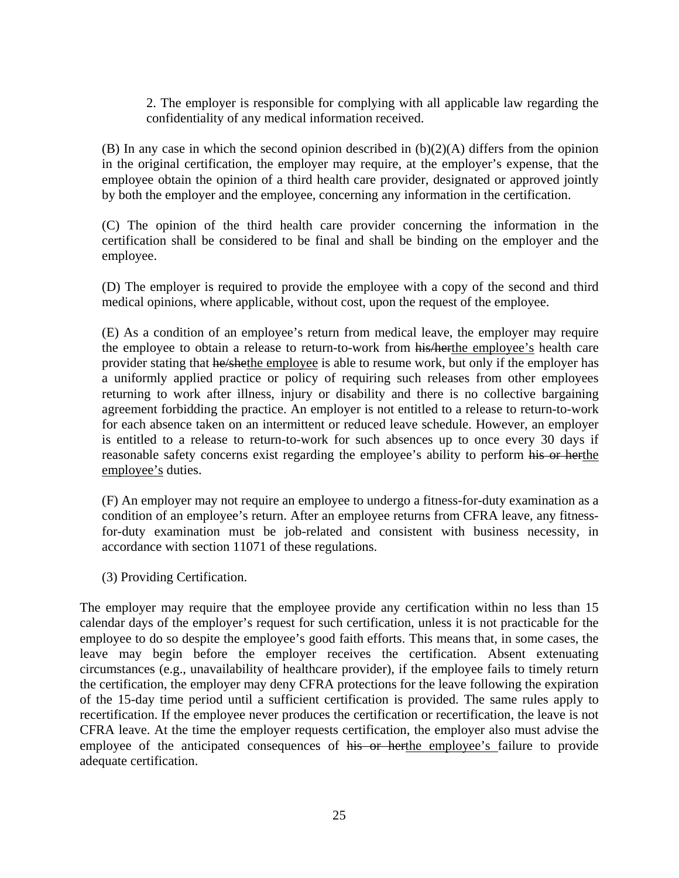2. The employer is responsible for complying with all applicable law regarding the confidentiality of any medical information received.

(B) In any case in which the second opinion described in (b)(2)(A) differs from the opinion in the original certification, the employer may require, at the employer's expense, that the employee obtain the opinion of a third health care provider, designated or approved jointly by both the employer and the employee, concerning any information in the certification.

(C) The opinion of the third health care provider concerning the information in the certification shall be considered to be final and shall be binding on the employer and the employee.

(D) The employer is required to provide the employee with a copy of the second and third medical opinions, where applicable, without cost, upon the request of the employee.

(E) As a condition of an employee's return from medical leave, the employer may require the employee to obtain a release to return-to-work from ~~his/her~~<u>the employee's</u> health care provider stating that ~~he/she~~<u>the employee</u> is able to resume work, but only if the employer has a uniformly applied practice or policy of requiring such releases from other employees returning to work after illness, injury or disability and there is no collective bargaining agreement forbidding the practice. An employer is not entitled to a release to return-to-work for each absence taken on an intermittent or reduced leave schedule. However, an employer is entitled to a release to return-to-work for such absences up to once every 30 days if reasonable safety concerns exist regarding the employee's ability to perform ~~his or her~~<u>the employee's</u> duties.

(F) An employer may not require an employee to undergo a fitness-for-duty examination as a condition of an employee's return. After an employee returns from CFRA leave, any fitness-for-duty examination must be job-related and consistent with business necessity, in accordance with section 11071 of these regulations.

(3) Providing Certification.

The employer may require that the employee provide any certification within no less than 15 calendar days of the employer's request for such certification, unless it is not practicable for the employee to do so despite the employee's good faith efforts. This means that, in some cases, the leave may begin before the employer receives the certification. Absent extenuating circumstances (e.g., unavailability of healthcare provider), if the employee fails to timely return the certification, the employer may deny CFRA protections for the leave following the expiration of the 15-day time period until a sufficient certification is provided. The same rules apply to recertification. If the employee never produces the certification or recertification, the leave is not CFRA leave. At the time the employer requests certification, the employer also must advise the employee of the anticipated consequences of ~~his or her~~<u>the employee's</u> failure to provide adequate certification.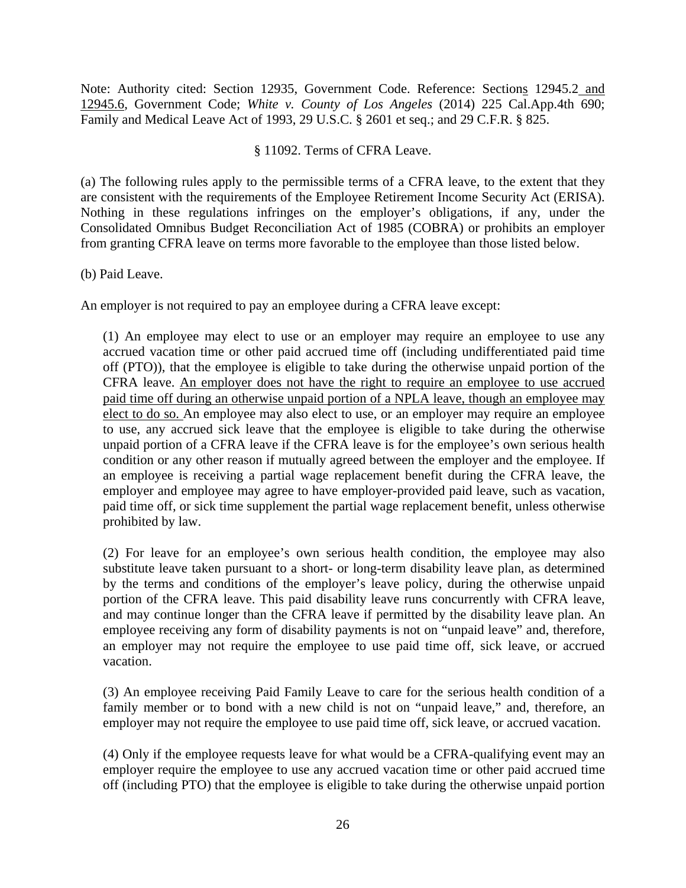Note: Authority cited: Section 12935, Government Code. Reference: Sections 12945.2 and 12945.6, Government Code; *White v. County of Los Angeles* (2014) 225 Cal.App.4th 690; Family and Medical Leave Act of 1993, 29 U.S.C. § 2601 et seq.; and 29 C.F.R. § 825.

§ 11092. Terms of CFRA Leave.

(a) The following rules apply to the permissible terms of a CFRA leave, to the extent that they are consistent with the requirements of the Employee Retirement Income Security Act (ERISA). Nothing in these regulations infringes on the employer's obligations, if any, under the Consolidated Omnibus Budget Reconciliation Act of 1985 (COBRA) or prohibits an employer from granting CFRA leave on terms more favorable to the employee than those listed below.

(b) Paid Leave.

An employer is not required to pay an employee during a CFRA leave except:

(1) An employee may elect to use or an employer may require an employee to use any accrued vacation time or other paid accrued time off (including undifferentiated paid time off (PTO)), that the employee is eligible to take during the otherwise unpaid portion of the CFRA leave. An employer does not have the right to require an employee to use accrued paid time off during an otherwise unpaid portion of a NPLA leave, though an employee may elect to do so. An employee may also elect to use, or an employer may require an employee to use, any accrued sick leave that the employee is eligible to take during the otherwise unpaid portion of a CFRA leave if the CFRA leave is for the employee's own serious health condition or any other reason if mutually agreed between the employer and the employee. If an employee is receiving a partial wage replacement benefit during the CFRA leave, the employer and employee may agree to have employer-provided paid leave, such as vacation, paid time off, or sick time supplement the partial wage replacement benefit, unless otherwise prohibited by law.

(2) For leave for an employee's own serious health condition, the employee may also substitute leave taken pursuant to a short- or long-term disability leave plan, as determined by the terms and conditions of the employer's leave policy, during the otherwise unpaid portion of the CFRA leave. This paid disability leave runs concurrently with CFRA leave, and may continue longer than the CFRA leave if permitted by the disability leave plan. An employee receiving any form of disability payments is not on "unpaid leave" and, therefore, an employer may not require the employee to use paid time off, sick leave, or accrued vacation.

(3) An employee receiving Paid Family Leave to care for the serious health condition of a family member or to bond with a new child is not on "unpaid leave," and, therefore, an employer may not require the employee to use paid time off, sick leave, or accrued vacation.

(4) Only if the employee requests leave for what would be a CFRA-qualifying event may an employer require the employee to use any accrued vacation time or other paid accrued time off (including PTO) that the employee is eligible to take during the otherwise unpaid portion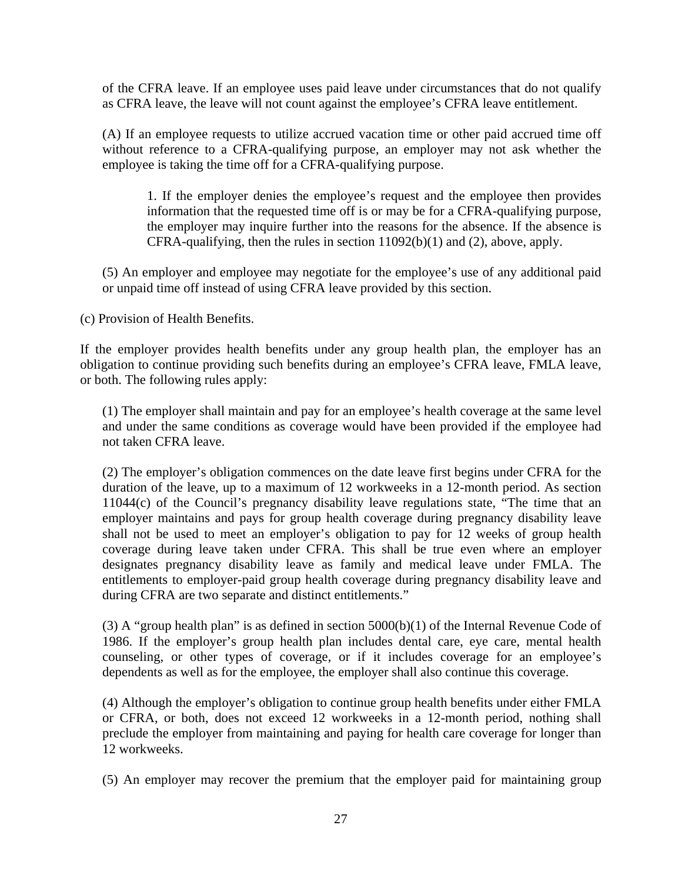of the CFRA leave. If an employee uses paid leave under circumstances that do not qualify as CFRA leave, the leave will not count against the employee's CFRA leave entitlement.

(A) If an employee requests to utilize accrued vacation time or other paid accrued time off without reference to a CFRA-qualifying purpose, an employer may not ask whether the employee is taking the time off for a CFRA-qualifying purpose.

1. If the employer denies the employee's request and the employee then provides information that the requested time off is or may be for a CFRA-qualifying purpose, the employer may inquire further into the reasons for the absence. If the absence is CFRA-qualifying, then the rules in section 11092(b)(1) and (2), above, apply.

(5) An employer and employee may negotiate for the employee's use of any additional paid or unpaid time off instead of using CFRA leave provided by this section.

(c) Provision of Health Benefits.

If the employer provides health benefits under any group health plan, the employer has an obligation to continue providing such benefits during an employee's CFRA leave, FMLA leave, or both. The following rules apply:

(1) The employer shall maintain and pay for an employee's health coverage at the same level and under the same conditions as coverage would have been provided if the employee had not taken CFRA leave.

(2) The employer's obligation commences on the date leave first begins under CFRA for the duration of the leave, up to a maximum of 12 workweeks in a 12-month period. As section 11044(c) of the Council's pregnancy disability leave regulations state, "The time that an employer maintains and pays for group health coverage during pregnancy disability leave shall not be used to meet an employer's obligation to pay for 12 weeks of group health coverage during leave taken under CFRA. This shall be true even where an employer designates pregnancy disability leave as family and medical leave under FMLA. The entitlements to employer-paid group health coverage during pregnancy disability leave and during CFRA are two separate and distinct entitlements."

(3) A "group health plan" is as defined in section 5000(b)(1) of the Internal Revenue Code of 1986. If the employer's group health plan includes dental care, eye care, mental health counseling, or other types of coverage, or if it includes coverage for an employee's dependents as well as for the employee, the employer shall also continue this coverage.

(4) Although the employer's obligation to continue group health benefits under either FMLA or CFRA, or both, does not exceed 12 workweeks in a 12-month period, nothing shall preclude the employer from maintaining and paying for health care coverage for longer than 12 workweeks.

(5) An employer may recover the premium that the employer paid for maintaining group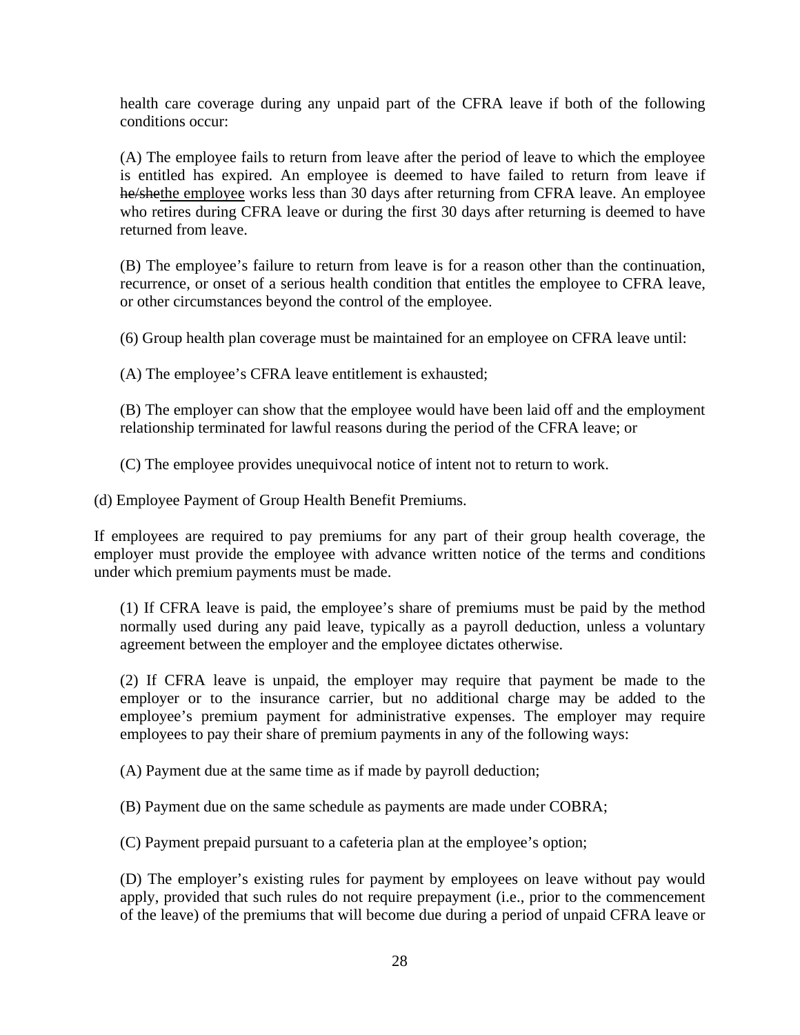health care coverage during any unpaid part of the CFRA leave if both of the following conditions occur:

(A) The employee fails to return from leave after the period of leave to which the employee is entitled has expired. An employee is deemed to have failed to return from leave if ~~he/she~~<u>the employee</u> works less than 30 days after returning from CFRA leave. An employee who retires during CFRA leave or during the first 30 days after returning is deemed to have returned from leave.

(B) The employee's failure to return from leave is for a reason other than the continuation, recurrence, or onset of a serious health condition that entitles the employee to CFRA leave, or other circumstances beyond the control of the employee.

(6) Group health plan coverage must be maintained for an employee on CFRA leave until:

(A) The employee's CFRA leave entitlement is exhausted;

(B) The employer can show that the employee would have been laid off and the employment relationship terminated for lawful reasons during the period of the CFRA leave; or

(C) The employee provides unequivocal notice of intent not to return to work.

(d) Employee Payment of Group Health Benefit Premiums.

If employees are required to pay premiums for any part of their group health coverage, the employer must provide the employee with advance written notice of the terms and conditions under which premium payments must be made.

(1) If CFRA leave is paid, the employee's share of premiums must be paid by the method normally used during any paid leave, typically as a payroll deduction, unless a voluntary agreement between the employer and the employee dictates otherwise.

(2) If CFRA leave is unpaid, the employer may require that payment be made to the employer or to the insurance carrier, but no additional charge may be added to the employee's premium payment for administrative expenses. The employer may require employees to pay their share of premium payments in any of the following ways:

(A) Payment due at the same time as if made by payroll deduction;

(B) Payment due on the same schedule as payments are made under COBRA;

(C) Payment prepaid pursuant to a cafeteria plan at the employee's option;

(D) The employer's existing rules for payment by employees on leave without pay would apply, provided that such rules do not require prepayment (i.e., prior to the commencement of the leave) of the premiums that will become due during a period of unpaid CFRA leave or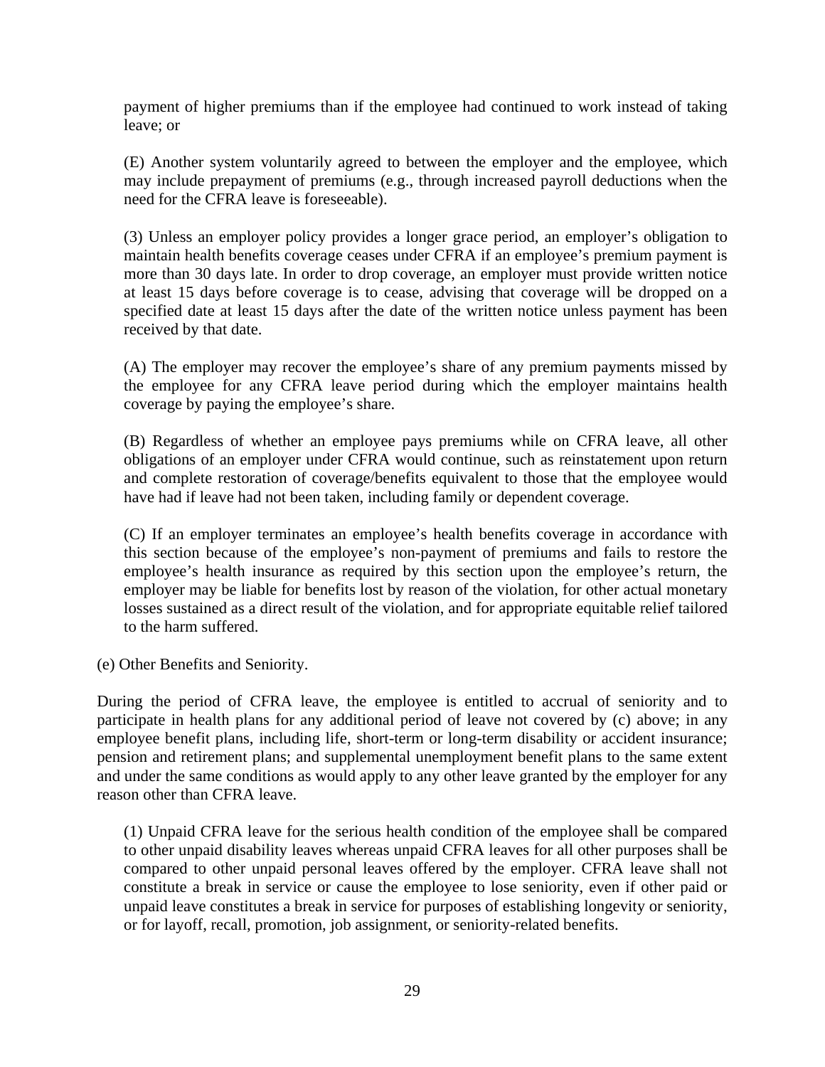payment of higher premiums than if the employee had continued to work instead of taking leave; or

(E) Another system voluntarily agreed to between the employer and the employee, which may include prepayment of premiums (e.g., through increased payroll deductions when the need for the CFRA leave is foreseeable).

(3) Unless an employer policy provides a longer grace period, an employer's obligation to maintain health benefits coverage ceases under CFRA if an employee's premium payment is more than 30 days late. In order to drop coverage, an employer must provide written notice at least 15 days before coverage is to cease, advising that coverage will be dropped on a specified date at least 15 days after the date of the written notice unless payment has been received by that date.

(A) The employer may recover the employee's share of any premium payments missed by the employee for any CFRA leave period during which the employer maintains health coverage by paying the employee's share.

(B) Regardless of whether an employee pays premiums while on CFRA leave, all other obligations of an employer under CFRA would continue, such as reinstatement upon return and complete restoration of coverage/benefits equivalent to those that the employee would have had if leave had not been taken, including family or dependent coverage.

(C) If an employer terminates an employee's health benefits coverage in accordance with this section because of the employee's non-payment of premiums and fails to restore the employee's health insurance as required by this section upon the employee's return, the employer may be liable for benefits lost by reason of the violation, for other actual monetary losses sustained as a direct result of the violation, and for appropriate equitable relief tailored to the harm suffered.

(e) Other Benefits and Seniority.

During the period of CFRA leave, the employee is entitled to accrual of seniority and to participate in health plans for any additional period of leave not covered by (c) above; in any employee benefit plans, including life, short-term or long-term disability or accident insurance; pension and retirement plans; and supplemental unemployment benefit plans to the same extent and under the same conditions as would apply to any other leave granted by the employer for any reason other than CFRA leave.

(1) Unpaid CFRA leave for the serious health condition of the employee shall be compared to other unpaid disability leaves whereas unpaid CFRA leaves for all other purposes shall be compared to other unpaid personal leaves offered by the employer. CFRA leave shall not constitute a break in service or cause the employee to lose seniority, even if other paid or unpaid leave constitutes a break in service for purposes of establishing longevity or seniority, or for layoff, recall, promotion, job assignment, or seniority-related benefits.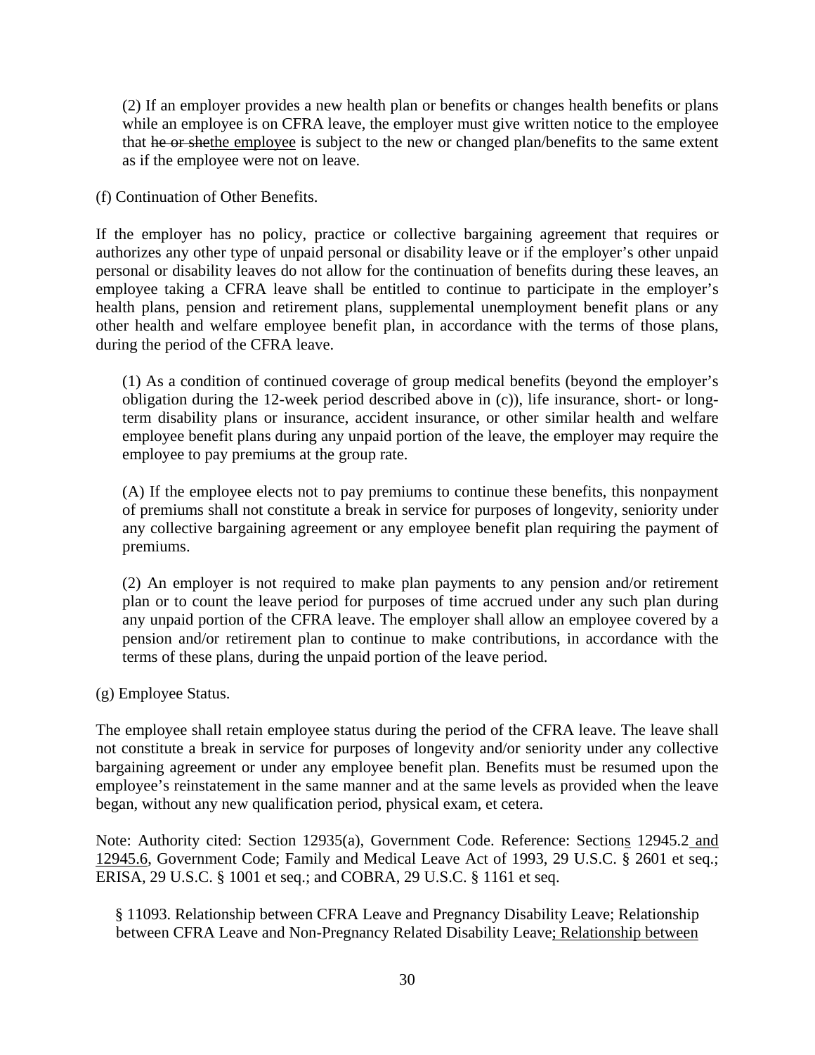(2) If an employer provides a new health plan or benefits or changes health benefits or plans while an employee is on CFRA leave, the employer must give written notice to the employee that ~~he or she~~<u>the employee</u> is subject to the new or changed plan/benefits to the same extent as if the employee were not on leave.

(f) Continuation of Other Benefits.

If the employer has no policy, practice or collective bargaining agreement that requires or authorizes any other type of unpaid personal or disability leave or if the employer's other unpaid personal or disability leaves do not allow for the continuation of benefits during these leaves, an employee taking a CFRA leave shall be entitled to continue to participate in the employer's health plans, pension and retirement plans, supplemental unemployment benefit plans or any other health and welfare employee benefit plan, in accordance with the terms of those plans, during the period of the CFRA leave.

(1) As a condition of continued coverage of group medical benefits (beyond the employer's obligation during the 12-week period described above in (c)), life insurance, short- or long-term disability plans or insurance, accident insurance, or other similar health and welfare employee benefit plans during any unpaid portion of the leave, the employer may require the employee to pay premiums at the group rate.

(A) If the employee elects not to pay premiums to continue these benefits, this nonpayment of premiums shall not constitute a break in service for purposes of longevity, seniority under any collective bargaining agreement or any employee benefit plan requiring the payment of premiums.

(2) An employer is not required to make plan payments to any pension and/or retirement plan or to count the leave period for purposes of time accrued under any such plan during any unpaid portion of the CFRA leave. The employer shall allow an employee covered by a pension and/or retirement plan to continue to make contributions, in accordance with the terms of these plans, during the unpaid portion of the leave period.

(g) Employee Status.

The employee shall retain employee status during the period of the CFRA leave. The leave shall not constitute a break in service for purposes of longevity and/or seniority under any collective bargaining agreement or under any employee benefit plan. Benefits must be resumed upon the employee's reinstatement in the same manner and at the same levels as provided when the leave began, without any new qualification period, physical exam, et cetera.

Note: Authority cited: Section 12935(a), Government Code. Reference: Section<u>s</u> 12945.2<u> and 12945.6</u>, Government Code; Family and Medical Leave Act of 1993, 29 U.S.C. § 2601 et seq.; ERISA, 29 U.S.C. § 1001 et seq.; and COBRA, 29 U.S.C. § 1161 et seq.

§ 11093. Relationship between CFRA Leave and Pregnancy Disability Leave; Relationship between CFRA Leave and Non-Pregnancy Related Disability Leave<u>; Relationship between</u>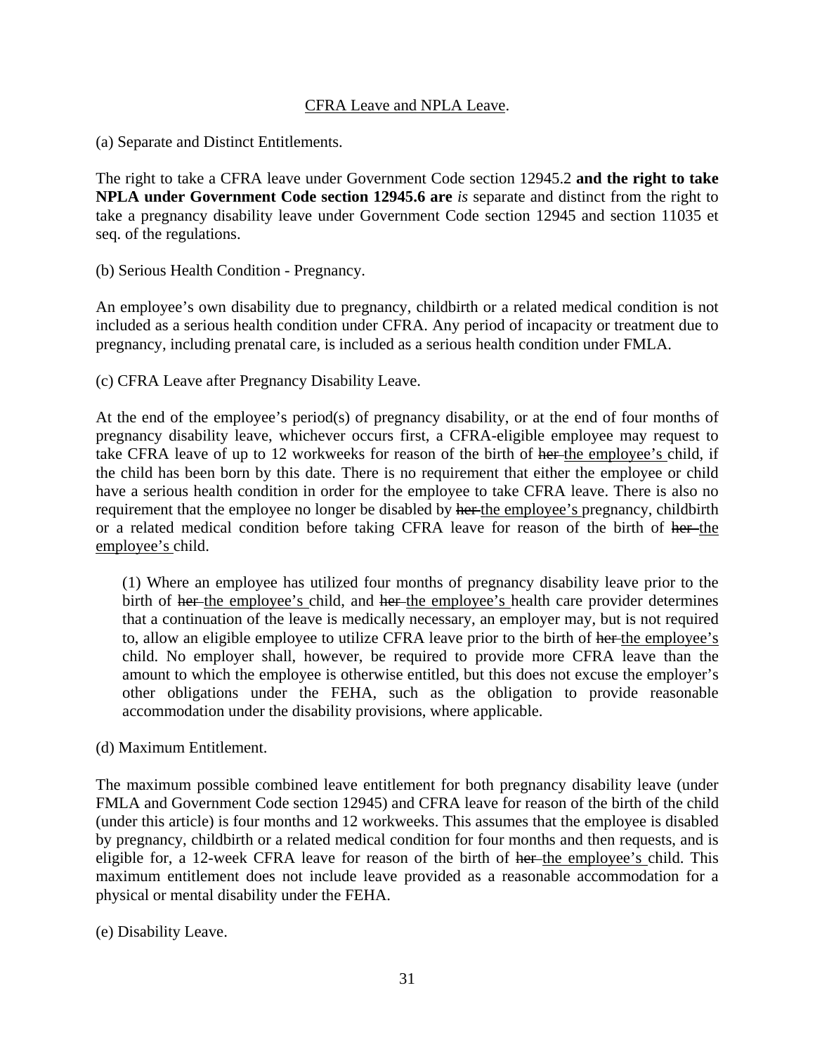<u>CFRA Leave and NPLA Leave</u>.

(a) Separate and Distinct Entitlements.

The right to take a CFRA leave under Government Code section 12945.2 **and the right to take NPLA under Government Code section 12945.6 are** *is* separate and distinct from the right to take a pregnancy disability leave under Government Code section 12945 and section 11035 et seq. of the regulations.

(b) Serious Health Condition - Pregnancy.

An employee's own disability due to pregnancy, childbirth or a related medical condition is not included as a serious health condition under CFRA. Any period of incapacity or treatment due to pregnancy, including prenatal care, is included as a serious health condition under FMLA.

(c) CFRA Leave after Pregnancy Disability Leave.

At the end of the employee's period(s) of pregnancy disability, or at the end of four months of pregnancy disability leave, whichever occurs first, a CFRA-eligible employee may request to take CFRA leave of up to 12 workweeks for reason of the birth of ~~her~~ <u>the employee's</u> child, if the child has been born by this date. There is no requirement that either the employee or child have a serious health condition in order for the employee to take CFRA leave. There is also no requirement that the employee no longer be disabled by ~~her~~ <u>the employee's</u> pregnancy, childbirth or a related medical condition before taking CFRA leave for reason of the birth of ~~her~~ <u>the employee's</u> child.

(1) Where an employee has utilized four months of pregnancy disability leave prior to the birth of ~~her~~ <u>the employee's</u> child, and ~~her~~ <u>the employee's</u> health care provider determines that a continuation of the leave is medically necessary, an employer may, but is not required to, allow an eligible employee to utilize CFRA leave prior to the birth of ~~her~~ <u>the employee's</u> child. No employer shall, however, be required to provide more CFRA leave than the amount to which the employee is otherwise entitled, but this does not excuse the employer's other obligations under the FEHA, such as the obligation to provide reasonable accommodation under the disability provisions, where applicable.

(d) Maximum Entitlement.

The maximum possible combined leave entitlement for both pregnancy disability leave (under FMLA and Government Code section 12945) and CFRA leave for reason of the birth of the child (under this article) is four months and 12 workweeks. This assumes that the employee is disabled by pregnancy, childbirth or a related medical condition for four months and then requests, and is eligible for, a 12-week CFRA leave for reason of the birth of ~~her~~ <u>the employee's</u> child. This maximum entitlement does not include leave provided as a reasonable accommodation for a physical or mental disability under the FEHA.

(e) Disability Leave.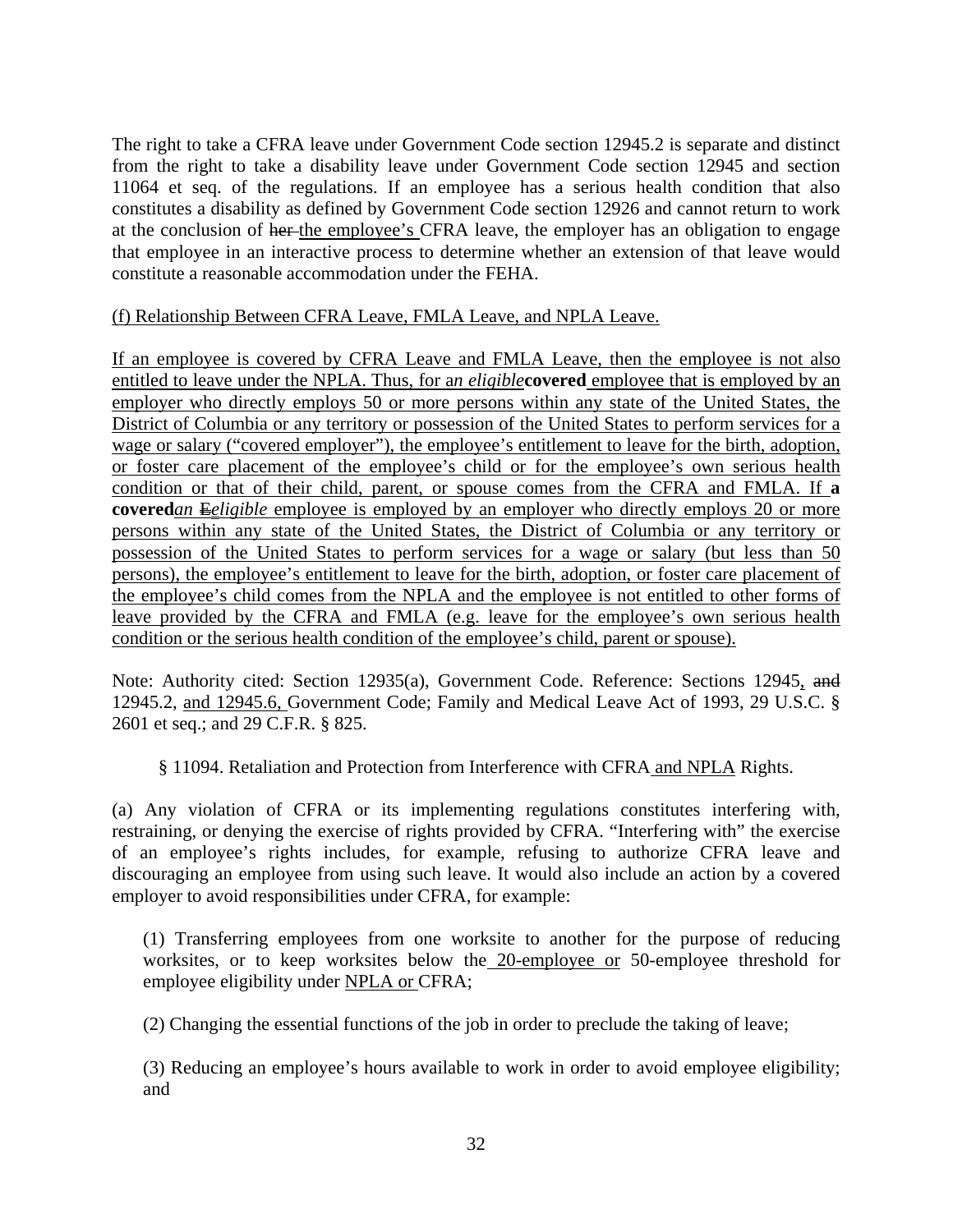The right to take a CFRA leave under Government Code section 12945.2 is separate and distinct from the right to take a disability leave under Government Code section 12945 and section 11064 et seq. of the regulations. If an employee has a serious health condition that also constitutes a disability as defined by Government Code section 12926 and cannot return to work at the conclusion of ~~her~~ <u>the employee's</u> CFRA leave, the employer has an obligation to engage that employee in an interactive process to determine whether an extension of that leave would constitute a reasonable accommodation under the FEHA.

<u>(f) Relationship Between CFRA Leave, FMLA Leave, and NPLA Leave.</u>

<u>If an employee is covered by CFRA Leave and FMLA Leave, then the employee is not also entitled to leave under the NPLA. Thus, for a</u>*<u>n eligible</u>***<u>covered</u>** <u>employee that is employed by an employer who directly employs 50 or more persons within any state of the United States, the District of Columbia or any territory or possession of the United States to perform services for a wage or salary ("covered employer"), the employee's entitlement to leave for the birth, adoption, or foster care placement of the employee's child or for the employee's own serious health condition or that of their child, parent, or spouse comes from the CFRA and FMLA. If</u> **<u>a covered</u>***<u>an</u>* ~~E~~*<u>eligible</u>* <u>employee is employed by an employer who directly employs 20 or more persons within any state of the United States, the District of Columbia or any territory or possession of the United States to perform services for a wage or salary (but less than 50 persons), the employee's entitlement to leave for the birth, adoption, or foster care placement of the employee's child comes from the NPLA and the employee is not entitled to other forms of leave provided by the CFRA and FMLA (e.g. leave for the employee's own serious health condition or the serious health condition of the employee's child, parent or spouse).</u>

Note: Authority cited: Section 12935(a), Government Code. Reference: Sections 12945<u>,</u> ~~and~~ 12945.2, <u>and 12945.6,</u> Government Code; Family and Medical Leave Act of 1993, 29 U.S.C. § 2601 et seq.; and 29 C.F.R. § 825.

§ 11094. Retaliation and Protection from Interference with CFRA <u>and NPLA</u> Rights.

(a) Any violation of CFRA or its implementing regulations constitutes interfering with, restraining, or denying the exercise of rights provided by CFRA. "Interfering with" the exercise of an employee's rights includes, for example, refusing to authorize CFRA leave and discouraging an employee from using such leave. It would also include an action by a covered employer to avoid responsibilities under CFRA, for example:

(1) Transferring employees from one worksite to another for the purpose of reducing worksites, or to keep worksites below the <u>20-employee or</u> 50-employee threshold for employee eligibility under <u>NPLA or</u> CFRA;

(2) Changing the essential functions of the job in order to preclude the taking of leave;

(3) Reducing an employee's hours available to work in order to avoid employee eligibility; and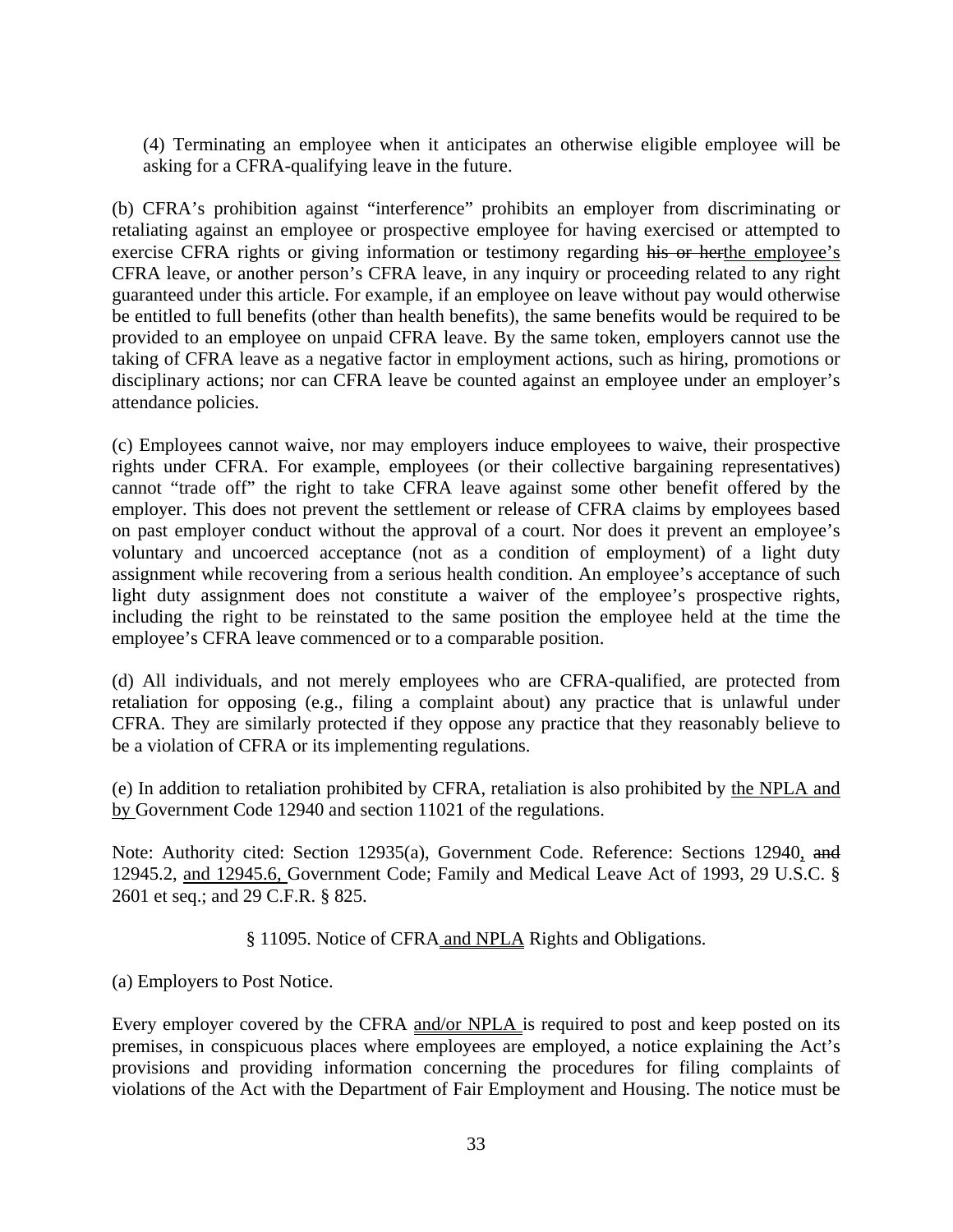(4) Terminating an employee when it anticipates an otherwise eligible employee will be asking for a CFRA-qualifying leave in the future.

(b) CFRA's prohibition against "interference" prohibits an employer from discriminating or retaliating against an employee or prospective employee for having exercised or attempted to exercise CFRA rights or giving information or testimony regarding ~~his or her~~the employee's CFRA leave, or another person's CFRA leave, in any inquiry or proceeding related to any right guaranteed under this article. For example, if an employee on leave without pay would otherwise be entitled to full benefits (other than health benefits), the same benefits would be required to be provided to an employee on unpaid CFRA leave. By the same token, employers cannot use the taking of CFRA leave as a negative factor in employment actions, such as hiring, promotions or disciplinary actions; nor can CFRA leave be counted against an employee under an employer's attendance policies.

(c) Employees cannot waive, nor may employers induce employees to waive, their prospective rights under CFRA. For example, employees (or their collective bargaining representatives) cannot "trade off" the right to take CFRA leave against some other benefit offered by the employer. This does not prevent the settlement or release of CFRA claims by employees based on past employer conduct without the approval of a court. Nor does it prevent an employee's voluntary and uncoerced acceptance (not as a condition of employment) of a light duty assignment while recovering from a serious health condition. An employee's acceptance of such light duty assignment does not constitute a waiver of the employee's prospective rights, including the right to be reinstated to the same position the employee held at the time the employee's CFRA leave commenced or to a comparable position.

(d) All individuals, and not merely employees who are CFRA-qualified, are protected from retaliation for opposing (e.g., filing a complaint about) any practice that is unlawful under CFRA. They are similarly protected if they oppose any practice that they reasonably believe to be a violation of CFRA or its implementing regulations.

(e) In addition to retaliation prohibited by CFRA, retaliation is also prohibited by the NPLA and by Government Code 12940 and section 11021 of the regulations.

Note: Authority cited: Section 12935(a), Government Code. Reference: Sections 12940, ~~and~~ 12945.2, and 12945.6, Government Code; Family and Medical Leave Act of 1993, 29 U.S.C. § 2601 et seq.; and 29 C.F.R. § 825.

## § 11095. Notice of CFRA and NPLA Rights and Obligations.

(a) Employers to Post Notice.

Every employer covered by the CFRA and/or NPLA is required to post and keep posted on its premises, in conspicuous places where employees are employed, a notice explaining the Act's provisions and providing information concerning the procedures for filing complaints of violations of the Act with the Department of Fair Employment and Housing. The notice must be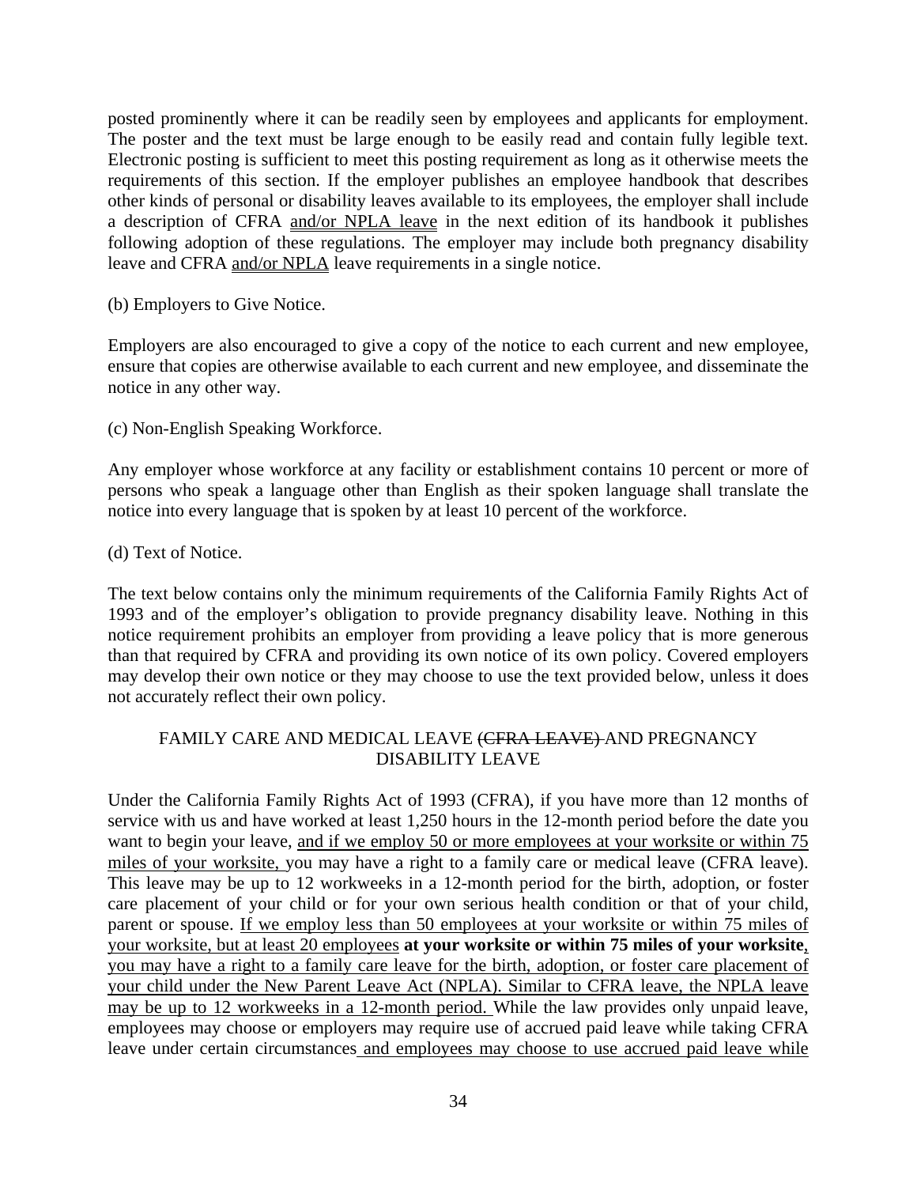posted prominently where it can be readily seen by employees and applicants for employment. The poster and the text must be large enough to be easily read and contain fully legible text. Electronic posting is sufficient to meet this posting requirement as long as it otherwise meets the requirements of this section. If the employer publishes an employee handbook that describes other kinds of personal or disability leaves available to its employees, the employer shall include a description of CFRA <u>and/or NPLA leave</u> in the next edition of its handbook it publishes following adoption of these regulations. The employer may include both pregnancy disability leave and CFRA <u>and/or NPLA</u> leave requirements in a single notice.

(b) Employers to Give Notice.

Employers are also encouraged to give a copy of the notice to each current and new employee, ensure that copies are otherwise available to each current and new employee, and disseminate the notice in any other way.

(c) Non-English Speaking Workforce.

Any employer whose workforce at any facility or establishment contains 10 percent or more of persons who speak a language other than English as their spoken language shall translate the notice into every language that is spoken by at least 10 percent of the workforce.

(d) Text of Notice.

The text below contains only the minimum requirements of the California Family Rights Act of 1993 and of the employer's obligation to provide pregnancy disability leave. Nothing in this notice requirement prohibits an employer from providing a leave policy that is more generous than that required by CFRA and providing its own notice of its own policy. Covered employers may develop their own notice or they may choose to use the text provided below, unless it does not accurately reflect their own policy.

FAMILY CARE AND MEDICAL LEAVE ~~(CFRA LEAVE)~~ AND PREGNANCY DISABILITY LEAVE

Under the California Family Rights Act of 1993 (CFRA), if you have more than 12 months of service with us and have worked at least 1,250 hours in the 12-month period before the date you want to begin your leave, <u>and if we employ 50 or more employees at your worksite or within 75 miles of your worksite,</u> you may have a right to a family care or medical leave (CFRA leave). This leave may be up to 12 workweeks in a 12-month period for the birth, adoption, or foster care placement of your child or for your own serious health condition or that of your child, parent or spouse. <u>If we employ less than 50 employees at your worksite or within 75 miles of your worksite, but at least 20 employees</u> **at your worksite or within 75 miles of your worksite**<u>, you may have a right to a family care leave for the birth, adoption, or foster care placement of your child under the New Parent Leave Act (NPLA). Similar to CFRA leave, the NPLA leave may be up to 12 workweeks in a 12-month period.</u> While the law provides only unpaid leave, employees may choose or employers may require use of accrued paid leave while taking CFRA leave under certain circumstances<u> and employees may choose to use accrued paid leave while</u>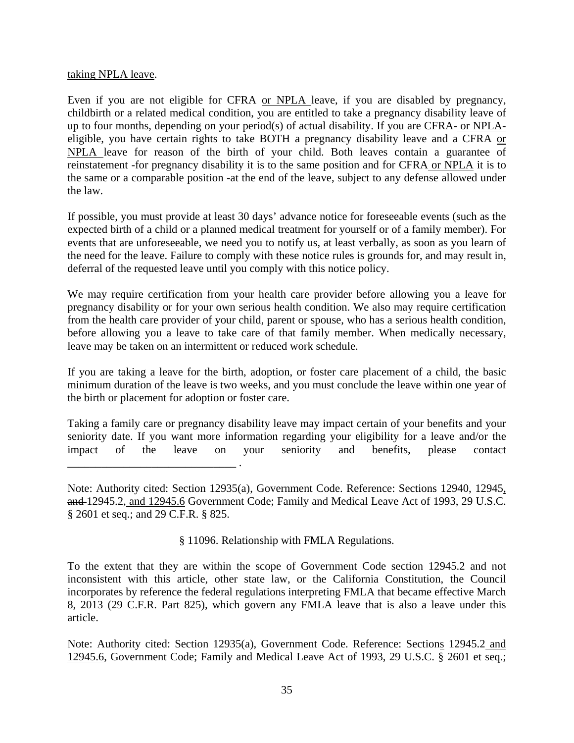taking NPLA leave.

Even if you are not eligible for CFRA or NPLA leave, if you are disabled by pregnancy, childbirth or a related medical condition, you are entitled to take a pregnancy disability leave of up to four months, depending on your period(s) of actual disability. If you are CFRA- or NPLA-eligible, you have certain rights to take BOTH a pregnancy disability leave and a CFRA or NPLA leave for reason of the birth of your child. Both leaves contain a guarantee of reinstatement -for pregnancy disability it is to the same position and for CFRA or NPLA it is to the same or a comparable position -at the end of the leave, subject to any defense allowed under the law.

If possible, you must provide at least 30 days' advance notice for foreseeable events (such as the expected birth of a child or a planned medical treatment for yourself or of a family member). For events that are unforeseeable, we need you to notify us, at least verbally, as soon as you learn of the need for the leave. Failure to comply with these notice rules is grounds for, and may result in, deferral of the requested leave until you comply with this notice policy.

We may require certification from your health care provider before allowing you a leave for pregnancy disability or for your own serious health condition. We also may require certification from the health care provider of your child, parent or spouse, who has a serious health condition, before allowing you a leave to take care of that family member. When medically necessary, leave may be taken on an intermittent or reduced work schedule.

If you are taking a leave for the birth, adoption, or foster care placement of a child, the basic minimum duration of the leave is two weeks, and you must conclude the leave within one year of the birth or placement for adoption or foster care.

Taking a family care or pregnancy disability leave may impact certain of your benefits and your seniority date. If you want more information regarding your eligibility for a leave and/or the impact of the leave on your seniority and benefits, please contact ______________________________ .

Note: Authority cited: Section 12935(a), Government Code. Reference: Sections 12940, 12945, ~~and~~ 12945.2, and 12945.6 Government Code; Family and Medical Leave Act of 1993, 29 U.S.C. § 2601 et seq.; and 29 C.F.R. § 825.

§ 11096. Relationship with FMLA Regulations.

To the extent that they are within the scope of Government Code section 12945.2 and not inconsistent with this article, other state law, or the California Constitution, the Council incorporates by reference the federal regulations interpreting FMLA that became effective March 8, 2013 (29 C.F.R. Part 825), which govern any FMLA leave that is also a leave under this article.

Note: Authority cited: Section 12935(a), Government Code. Reference: Sections 12945.2 and 12945.6, Government Code; Family and Medical Leave Act of 1993, 29 U.S.C. § 2601 et seq.;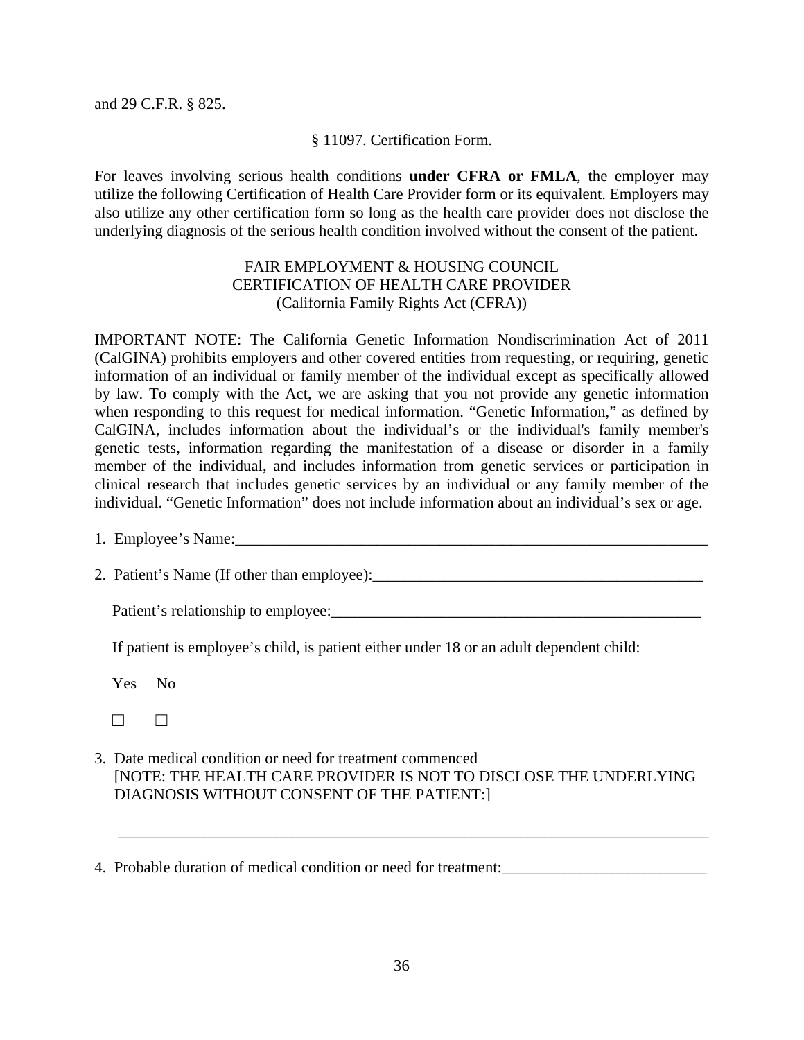and 29 C.F.R. § 825.

§ 11097. Certification Form.

For leaves involving serious health conditions **under CFRA or FMLA**, the employer may utilize the following Certification of Health Care Provider form or its equivalent. Employers may also utilize any other certification form so long as the health care provider does not disclose the underlying diagnosis of the serious health condition involved without the consent of the patient.

FAIR EMPLOYMENT & HOUSING COUNCIL
CERTIFICATION OF HEALTH CARE PROVIDER
(California Family Rights Act (CFRA))

IMPORTANT NOTE: The California Genetic Information Nondiscrimination Act of 2011 (CalGINA) prohibits employers and other covered entities from requesting, or requiring, genetic information of an individual or family member of the individual except as specifically allowed by law. To comply with the Act, we are asking that you not provide any genetic information when responding to this request for medical information. "Genetic Information," as defined by CalGINA, includes information about the individual's or the individual's family member's genetic tests, information regarding the manifestation of a disease or disorder in a family member of the individual, and includes information from genetic services or participation in clinical research that includes genetic services by an individual or any family member of the individual. "Genetic Information" does not include information about an individual's sex or age.

1. Employee's Name:_______________________________________________________________

2. Patient's Name (If other than employee):_________________________________________

   Patient's relationship to employee:_______________________________________________

   If patient is employee's child, is patient either under 18 or an adult dependent child:

   Yes No

   ☐ ☐

3. Date medical condition or need for treatment commenced
   [NOTE: THE HEALTH CARE PROVIDER IS NOT TO DISCLOSE THE UNDERLYING DIAGNOSIS WITHOUT CONSENT OF THE PATIENT:]

   ___________________________________________________________________________

4. Probable duration of medical condition or need for treatment:_________________________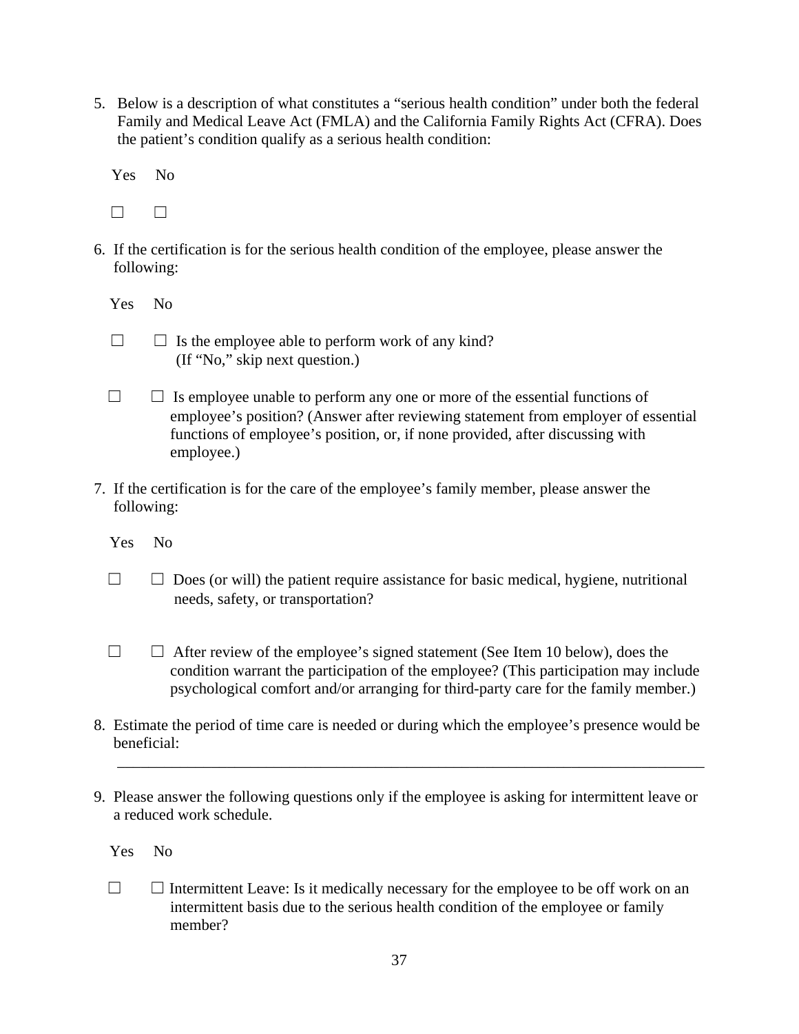5. Below is a description of what constitutes a "serious health condition" under both the federal Family and Medical Leave Act (FMLA) and the California Family Rights Act (CFRA). Does the patient's condition qualify as a serious health condition:

   Yes &nbsp;&nbsp; No

   ☐ &nbsp;&nbsp; ☐

6. If the certification is for the serious health condition of the employee, please answer the following:

   Yes &nbsp;&nbsp; No

   ☐ &nbsp;&nbsp; ☐ Is the employee able to perform work of any kind? (If "No," skip next question.)

   ☐ &nbsp;&nbsp; ☐ Is employee unable to perform any one or more of the essential functions of employee's position? (Answer after reviewing statement from employer of essential functions of employee's position, or, if none provided, after discussing with employee.)

7. If the certification is for the care of the employee's family member, please answer the following:

   Yes &nbsp;&nbsp; No

   ☐ &nbsp;&nbsp; ☐ Does (or will) the patient require assistance for basic medical, hygiene, nutritional needs, safety, or transportation?

   ☐ &nbsp;&nbsp; ☐ After review of the employee's signed statement (See Item 10 below), does the condition warrant the participation of the employee? (This participation may include psychological comfort and/or arranging for third-party care for the family member.)

8. Estimate the period of time care is needed or during which the employee's presence would be beneficial:

   ______________________________________________________________________________

9. Please answer the following questions only if the employee is asking for intermittent leave or a reduced work schedule.

   Yes &nbsp;&nbsp; No

   ☐ &nbsp;&nbsp; ☐ Intermittent Leave: Is it medically necessary for the employee to be off work on an intermittent basis due to the serious health condition of the employee or family member?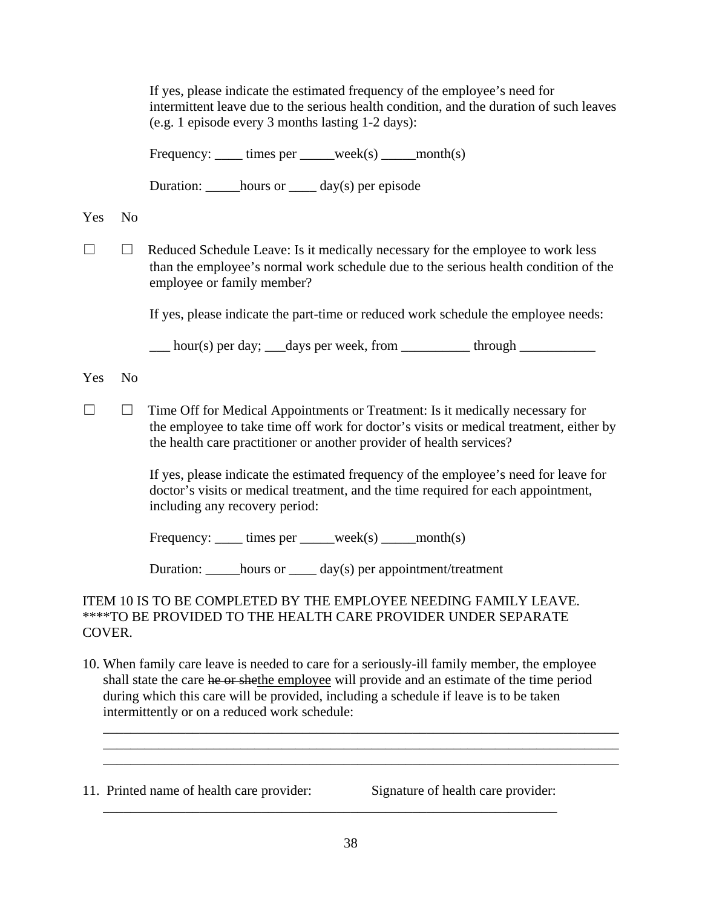If yes, please indicate the estimated frequency of the employee's need for intermittent leave due to the serious health condition, and the duration of such leaves (e.g. 1 episode every 3 months lasting 1-2 days):

Frequency: ____ times per _____week(s) _____month(s)

Duration: _____hours or ____ day(s) per episode

Yes No

☐ ☐ Reduced Schedule Leave: Is it medically necessary for the employee to work less than the employee's normal work schedule due to the serious health condition of the employee or family member?

If yes, please indicate the part-time or reduced work schedule the employee needs:

___ hour(s) per day; ___days per week, from __________ through ___________

Yes No

☐ ☐ Time Off for Medical Appointments or Treatment: Is it medically necessary for the employee to take time off work for doctor's visits or medical treatment, either by the health care practitioner or another provider of health services?

If yes, please indicate the estimated frequency of the employee's need for leave for doctor's visits or medical treatment, and the time required for each appointment, including any recovery period:

Frequency: ____ times per _____week(s) _____month(s)

Duration: _____hours or ____ day(s) per appointment/treatment

ITEM 10 IS TO BE COMPLETED BY THE EMPLOYEE NEEDING FAMILY LEAVE. ****TO BE PROVIDED TO THE HEALTH CARE PROVIDER UNDER SEPARATE COVER.

10. When family care leave is needed to care for a seriously-ill family member, the employee shall state the care ~~he or she~~the employee will provide and an estimate of the time period during which this care will be provided, including a schedule if leave is to be taken intermittently or on a reduced work schedule:

_______________________________________________________________________________
_______________________________________________________________________________
_______________________________________________________________________________

11. Printed name of health care provider: Signature of health care provider:

_______________________________________________________________________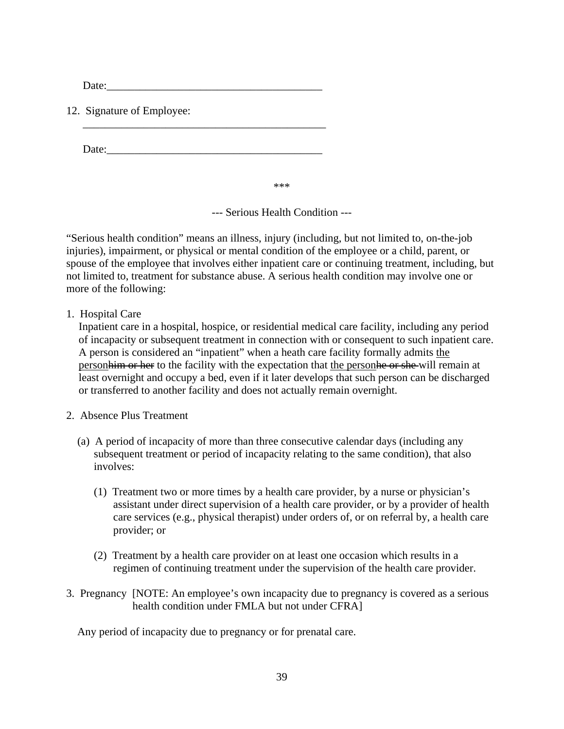Date:_______________________________________

12. Signature of Employee:

_____________________________________________

Date:_______________________________________

***

--- Serious Health Condition ---

"Serious health condition" means an illness, injury (including, but not limited to, on-the-job injuries), impairment, or physical or mental condition of the employee or a child, parent, or spouse of the employee that involves either inpatient care or continuing treatment, including, but not limited to, treatment for substance abuse. A serious health condition may involve one or more of the following:

1. Hospital Care

   Inpatient care in a hospital, hospice, or residential medical care facility, including any period of incapacity or subsequent treatment in connection with or consequent to such inpatient care. A person is considered an "inpatient" when a heath care facility formally admits <u>the person</u>~~him or her~~ to the facility with the expectation that <u>the person</u>~~he or she~~ will remain at least overnight and occupy a bed, even if it later develops that such person can be discharged or transferred to another facility and does not actually remain overnight.

2. Absence Plus Treatment

   (a) A period of incapacity of more than three consecutive calendar days (including any subsequent treatment or period of incapacity relating to the same condition), that also involves:

      (1) Treatment two or more times by a health care provider, by a nurse or physician's assistant under direct supervision of a health care provider, or by a provider of health care services (e.g., physical therapist) under orders of, or on referral by, a health care provider; or

      (2) Treatment by a health care provider on at least one occasion which results in a regimen of continuing treatment under the supervision of the health care provider.

3. Pregnancy [NOTE: An employee's own incapacity due to pregnancy is covered as a serious health condition under FMLA but not under CFRA]

   Any period of incapacity due to pregnancy or for prenatal care.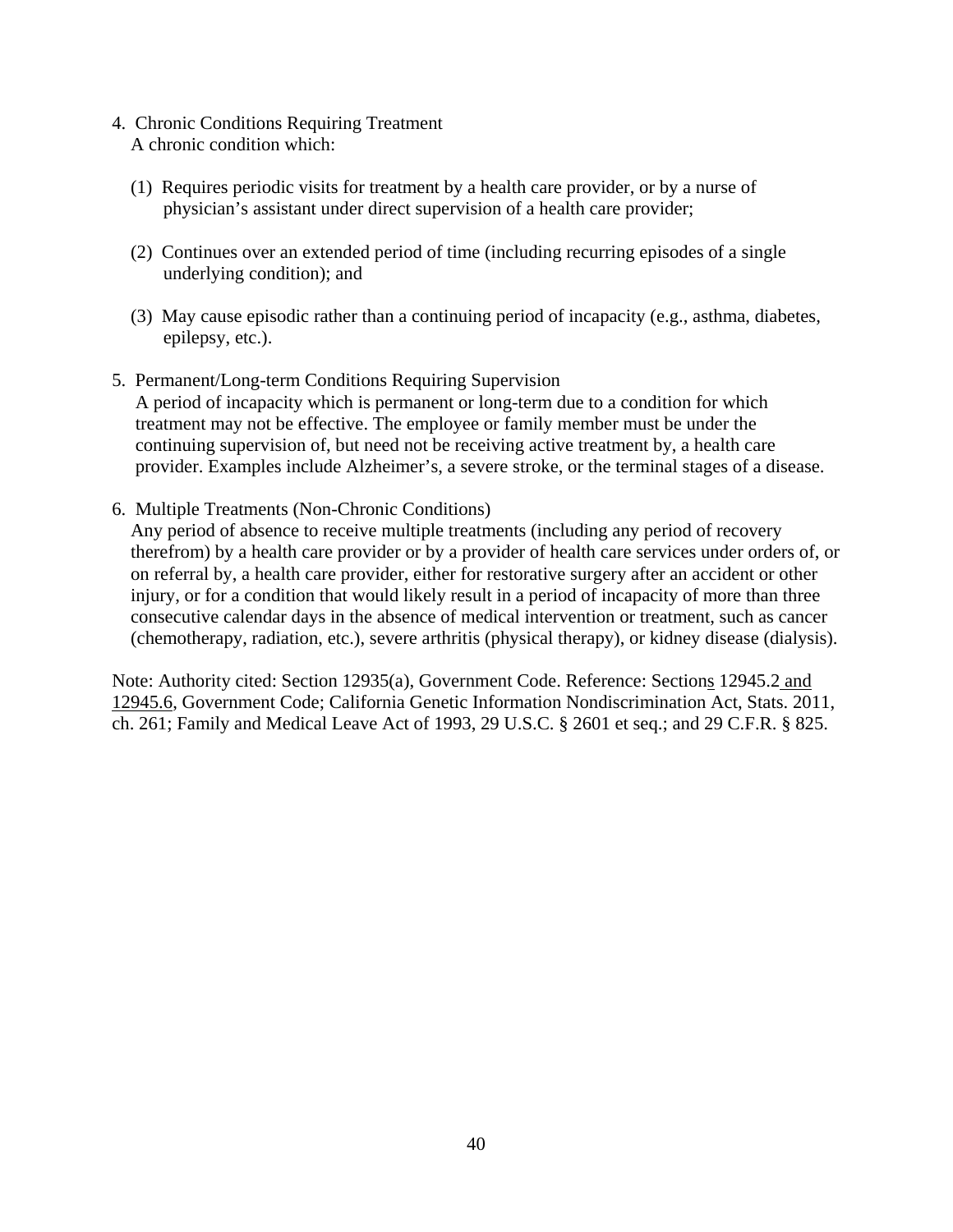4. Chronic Conditions Requiring Treatment
   A chronic condition which:

   (1) Requires periodic visits for treatment by a health care provider, or by a nurse of physician's assistant under direct supervision of a health care provider;

   (2) Continues over an extended period of time (including recurring episodes of a single underlying condition); and

   (3) May cause episodic rather than a continuing period of incapacity (e.g., asthma, diabetes, epilepsy, etc.).

5. Permanent/Long-term Conditions Requiring Supervision
   A period of incapacity which is permanent or long-term due to a condition for which treatment may not be effective. The employee or family member must be under the continuing supervision of, but need not be receiving active treatment by, a health care provider. Examples include Alzheimer's, a severe stroke, or the terminal stages of a disease.

6. Multiple Treatments (Non-Chronic Conditions)
   Any period of absence to receive multiple treatments (including any period of recovery therefrom) by a health care provider or by a provider of health care services under orders of, or on referral by, a health care provider, either for restorative surgery after an accident or other injury, or for a condition that would likely result in a period of incapacity of more than three consecutive calendar days in the absence of medical intervention or treatment, such as cancer (chemotherapy, radiation, etc.), severe arthritis (physical therapy), or kidney disease (dialysis).

Note: Authority cited: Section 12935(a), Government Code. Reference: Sections 12945.2 and 12945.6, Government Code; California Genetic Information Nondiscrimination Act, Stats. 2011, ch. 261; Family and Medical Leave Act of 1993, 29 U.S.C. § 2601 et seq.; and 29 C.F.R. § 825.